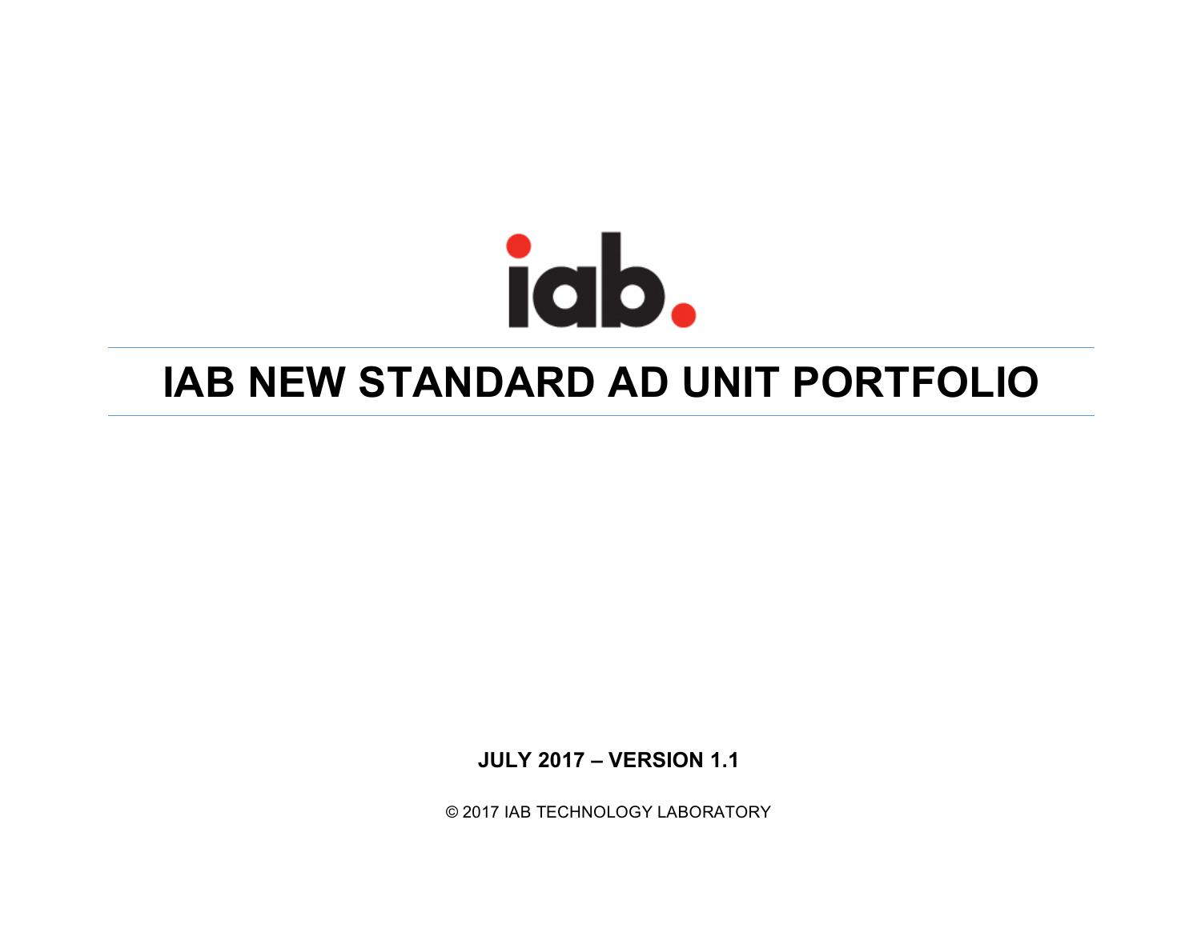iab.

# IAB NEW STANDARD AD UNIT PORTFOLIO

**JULY 2017 – VERSION 1.1**

© 2017 IAB TECHNOLOGY LABORATORY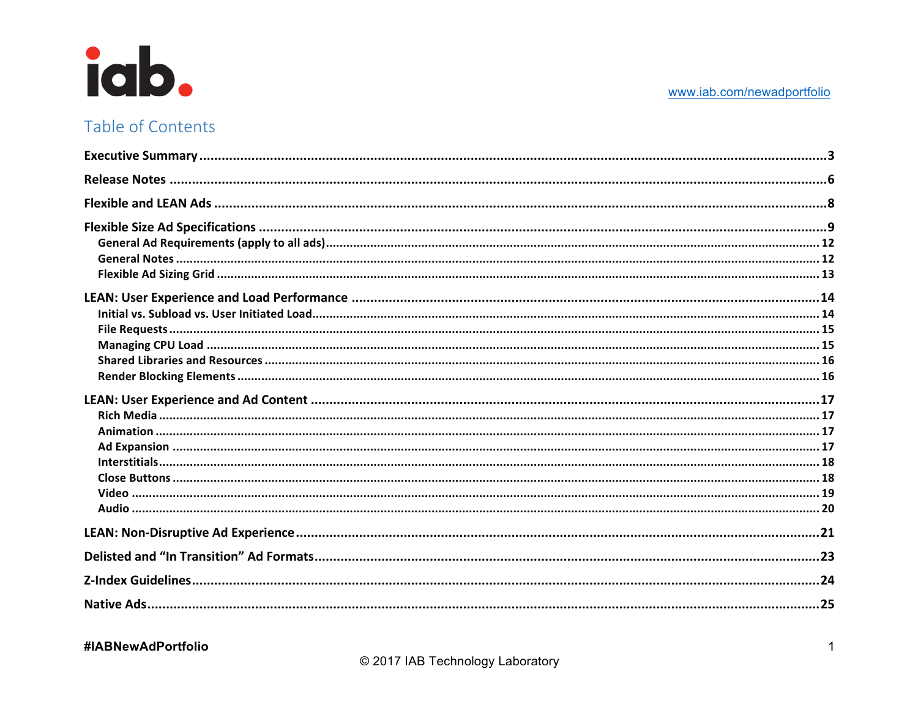www.iab.com/newadportfolio

# Table of Contents

**Executive Summary** ........ 3

**Release Notes** ........ 6

**Flexible and LEAN Ads** ........ 8

**Flexible Size Ad Specifications** ........ 9

- General Ad Requirements (apply to all ads) ........ 12
- General Notes ........ 12
- Flexible Ad Sizing Grid ........ 13

**LEAN: User Experience and Load Performance** ........ 14

- Initial vs. Subload vs. User Initiated Load ........ 14
- File Requests ........ 15
- Managing CPU Load ........ 15
- Shared Libraries and Resources ........ 16
- Render Blocking Elements ........ 16

**LEAN: User Experience and Ad Content** ........ 17

- Rich Media ........ 17
- Animation ........ 17
- Ad Expansion ........ 17
- Interstitials ........ 18
- Close Buttons ........ 18
- Video ........ 19
- Audio ........ 20

**LEAN: Non-Disruptive Ad Experience** ........ 21

**Delisted and "In Transition" Ad Formats** ........ 23

**Z-Index Guidelines** ........ 24

**Native Ads** ........ 25

#IABNewAdPortfolio

© 2017 IAB Technology Laboratory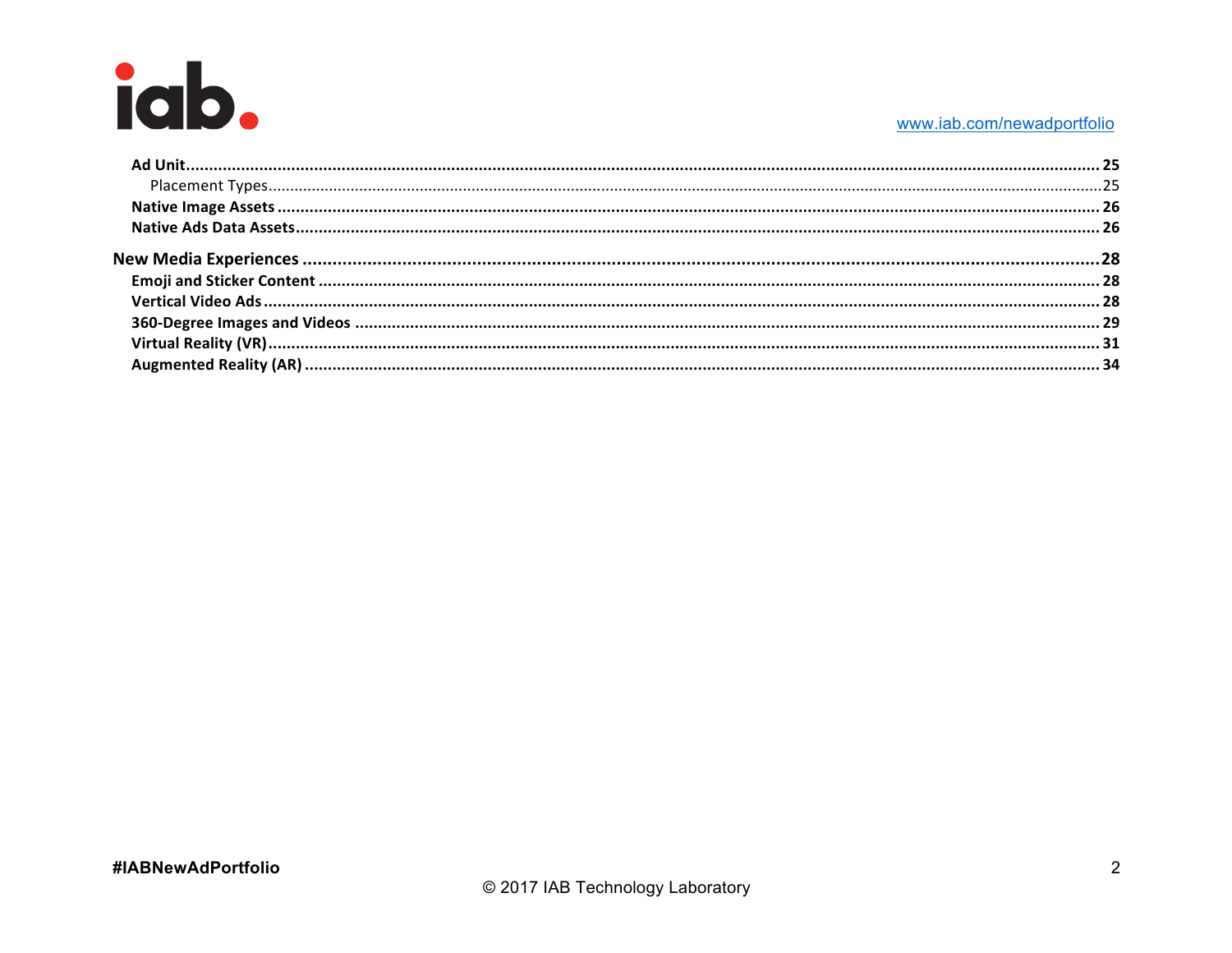**Ad Unit** ....................................................................................................................... **25**

Placement Types ....................................................................................................................... 25

**Native Image Assets** ....................................................................................................................... **26**

**Native Ads Data Assets** ....................................................................................................................... **26**

**New Media Experiences** ....................................................................................................................... **28**

**Emoji and Sticker Content** ....................................................................................................................... **28**

**Vertical Video Ads** ....................................................................................................................... **28**

**360-Degree Images and Videos** ....................................................................................................................... **29**

**Virtual Reality (VR)** ....................................................................................................................... **31**

**Augmented Reality (AR)** ....................................................................................................................... **34**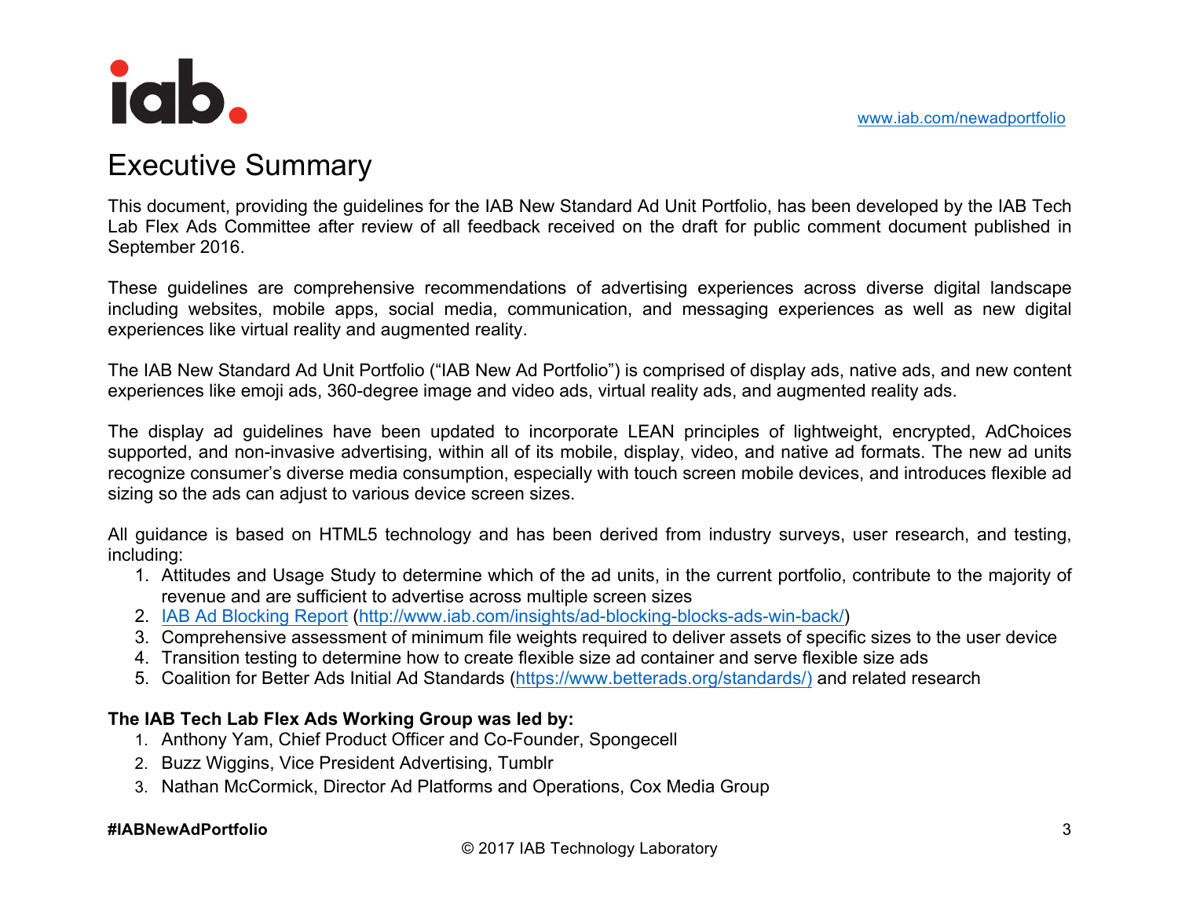# Executive Summary

This document, providing the guidelines for the IAB New Standard Ad Unit Portfolio, has been developed by the IAB Tech Lab Flex Ads Committee after review of all feedback received on the draft for public comment document published in September 2016.

These guidelines are comprehensive recommendations of advertising experiences across diverse digital landscape including websites, mobile apps, social media, communication, and messaging experiences as well as new digital experiences like virtual reality and augmented reality.

The IAB New Standard Ad Unit Portfolio ("IAB New Ad Portfolio") is comprised of display ads, native ads, and new content experiences like emoji ads, 360-degree image and video ads, virtual reality ads, and augmented reality ads.

The display ad guidelines have been updated to incorporate LEAN principles of lightweight, encrypted, AdChoices supported, and non-invasive advertising, within all of its mobile, display, video, and native ad formats. The new ad units recognize consumer's diverse media consumption, especially with touch screen mobile devices, and introduces flexible ad sizing so the ads can adjust to various device screen sizes.

All guidance is based on HTML5 technology and has been derived from industry surveys, user research, and testing, including:

1. Attitudes and Usage Study to determine which of the ad units, in the current portfolio, contribute to the majority of revenue and are sufficient to advertise across multiple screen sizes
2. IAB Ad Blocking Report (http://www.iab.com/insights/ad-blocking-blocks-ads-win-back/)
3. Comprehensive assessment of minimum file weights required to deliver assets of specific sizes to the user device
4. Transition testing to determine how to create flexible size ad container and serve flexible size ads
5. Coalition for Better Ads Initial Ad Standards (https://www.betterads.org/standards/) and related research

**The IAB Tech Lab Flex Ads Working Group was led by:**

1. Anthony Yam, Chief Product Officer and Co-Founder, Spongecell
2. Buzz Wiggins, Vice President Advertising, Tumblr
3. Nathan McCormick, Director Ad Platforms and Operations, Cox Media Group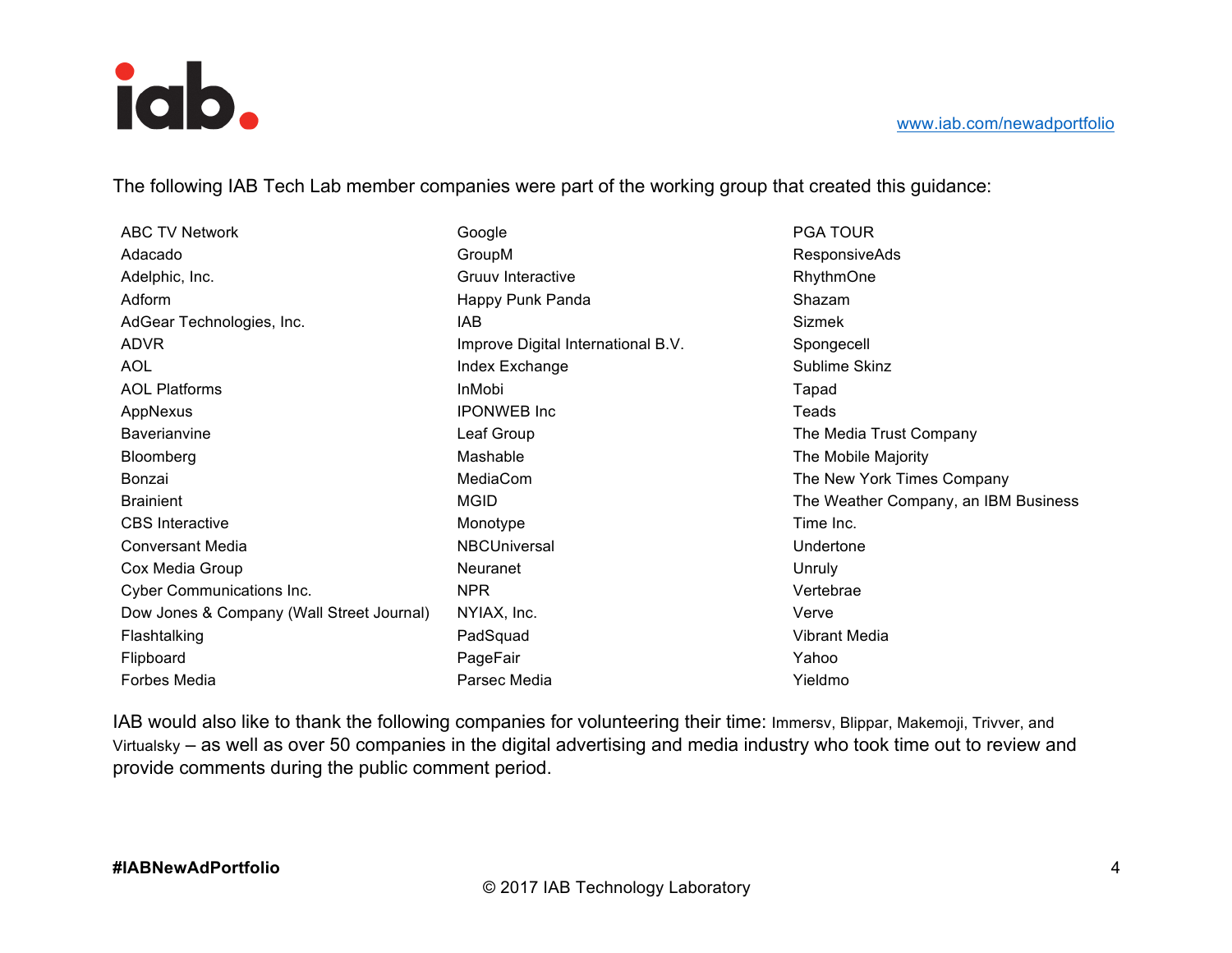The following IAB Tech Lab member companies were part of the working group that created this guidance:

ABC TV Network
Adacado
Adelphic, Inc.
Adform
AdGear Technologies, Inc.
ADVR
AOL
AOL Platforms
AppNexus
Baverianvine
Bloomberg
Bonzai
Brainient
CBS Interactive
Conversant Media
Cox Media Group
Cyber Communications Inc.
Dow Jones & Company (Wall Street Journal)
Flashtalking
Flipboard
Forbes Media
Google
GroupM
Gruuv Interactive
Happy Punk Panda
IAB
Improve Digital International B.V.
Index Exchange
InMobi
IPONWEB Inc
Leaf Group
Mashable
MediaCom
MGID
Monotype
NBCUniversal
Neuranet
NPR
NYIAX, Inc.
PadSquad
PageFair
Parsec Media
PGA TOUR
ResponsiveAds
RhythmOne
Shazam
Sizmek
Spongecell
Sublime Skinz
Tapad
Teads
The Media Trust Company
The Mobile Majority
The New York Times Company
The Weather Company, an IBM Business
Time Inc.
Undertone
Unruly
Vertebrae
Verve
Vibrant Media
Yahoo
Yieldmo

IAB would also like to thank the following companies for volunteering their time: Immersv, Blippar, Makemoji, Trivver, and Virtualsky – as well as over 50 companies in the digital advertising and media industry who took time out to review and provide comments during the public comment period.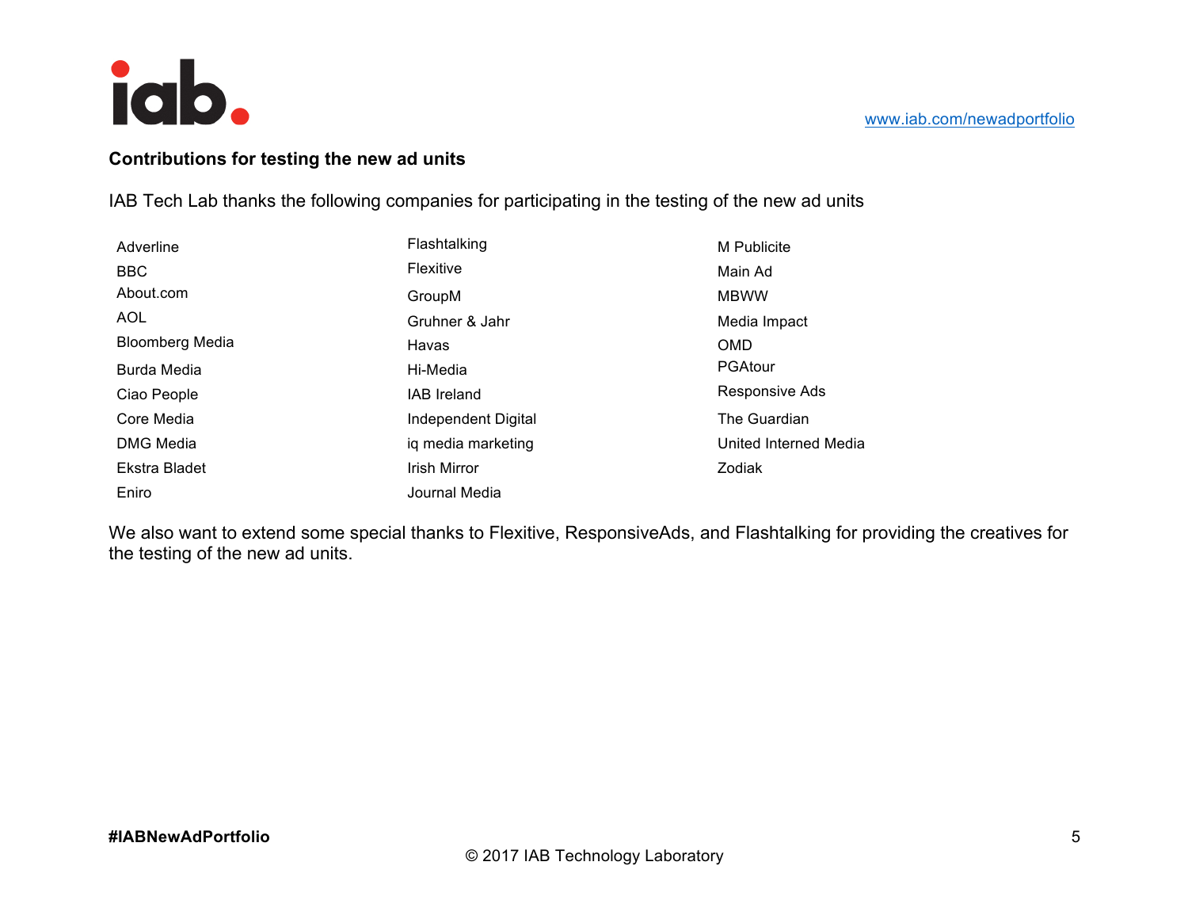**Contributions for testing the new ad units**

IAB Tech Lab thanks the following companies for participating in the testing of the new ad units

- Adverline
- BBC
- About.com
- AOL
- Bloomberg Media
- Burda Media
- Ciao People
- Core Media
- DMG Media
- Ekstra Bladet
- Eniro
- Flashtalking
- Flexitive
- GroupM
- Gruhner & Jahr
- Havas
- Hi-Media
- IAB Ireland
- Independent Digital
- iq media marketing
- Irish Mirror
- Journal Media
- M Publicite
- Main Ad
- MBWW
- Media Impact
- OMD
- PGAtour
- Responsive Ads
- The Guardian
- United Interned Media
- Zodiak

We also want to extend some special thanks to Flexitive, ResponsiveAds, and Flashtalking for providing the creatives for the testing of the new ad units.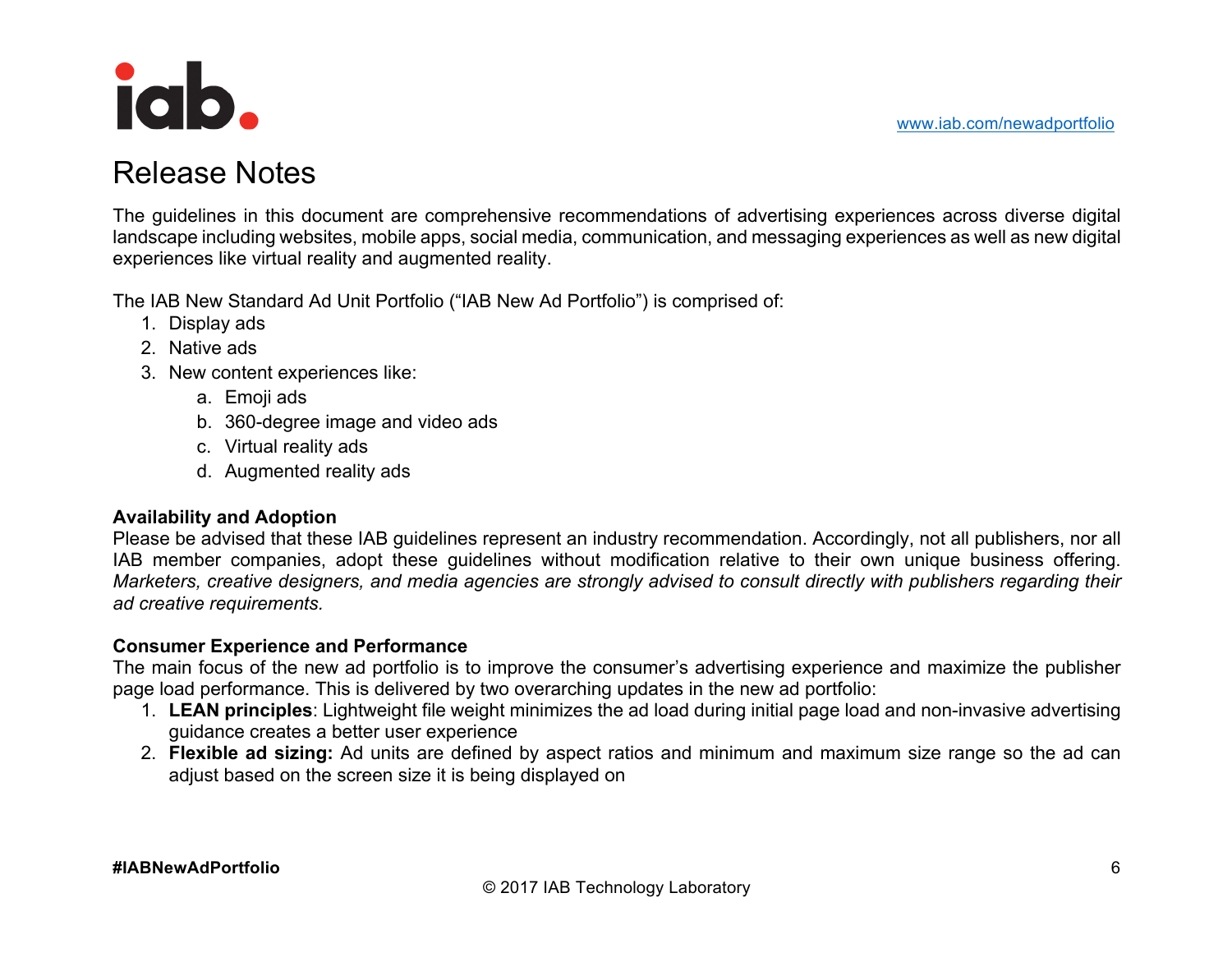# Release Notes

The guidelines in this document are comprehensive recommendations of advertising experiences across diverse digital landscape including websites, mobile apps, social media, communication, and messaging experiences as well as new digital experiences like virtual reality and augmented reality.

The IAB New Standard Ad Unit Portfolio ("IAB New Ad Portfolio") is comprised of:

1. Display ads
2. Native ads
3. New content experiences like:
   a. Emoji ads
   b. 360-degree image and video ads
   c. Virtual reality ads
   d. Augmented reality ads

**Availability and Adoption**

Please be advised that these IAB guidelines represent an industry recommendation. Accordingly, not all publishers, nor all IAB member companies, adopt these guidelines without modification relative to their own unique business offering. *Marketers, creative designers, and media agencies are strongly advised to consult directly with publishers regarding their ad creative requirements.*

**Consumer Experience and Performance**

The main focus of the new ad portfolio is to improve the consumer's advertising experience and maximize the publisher page load performance. This is delivered by two overarching updates in the new ad portfolio:

1. **LEAN principles**: Lightweight file weight minimizes the ad load during initial page load and non-invasive advertising guidance creates a better user experience
2. **Flexible ad sizing:** Ad units are defined by aspect ratios and minimum and maximum size range so the ad can adjust based on the screen size it is being displayed on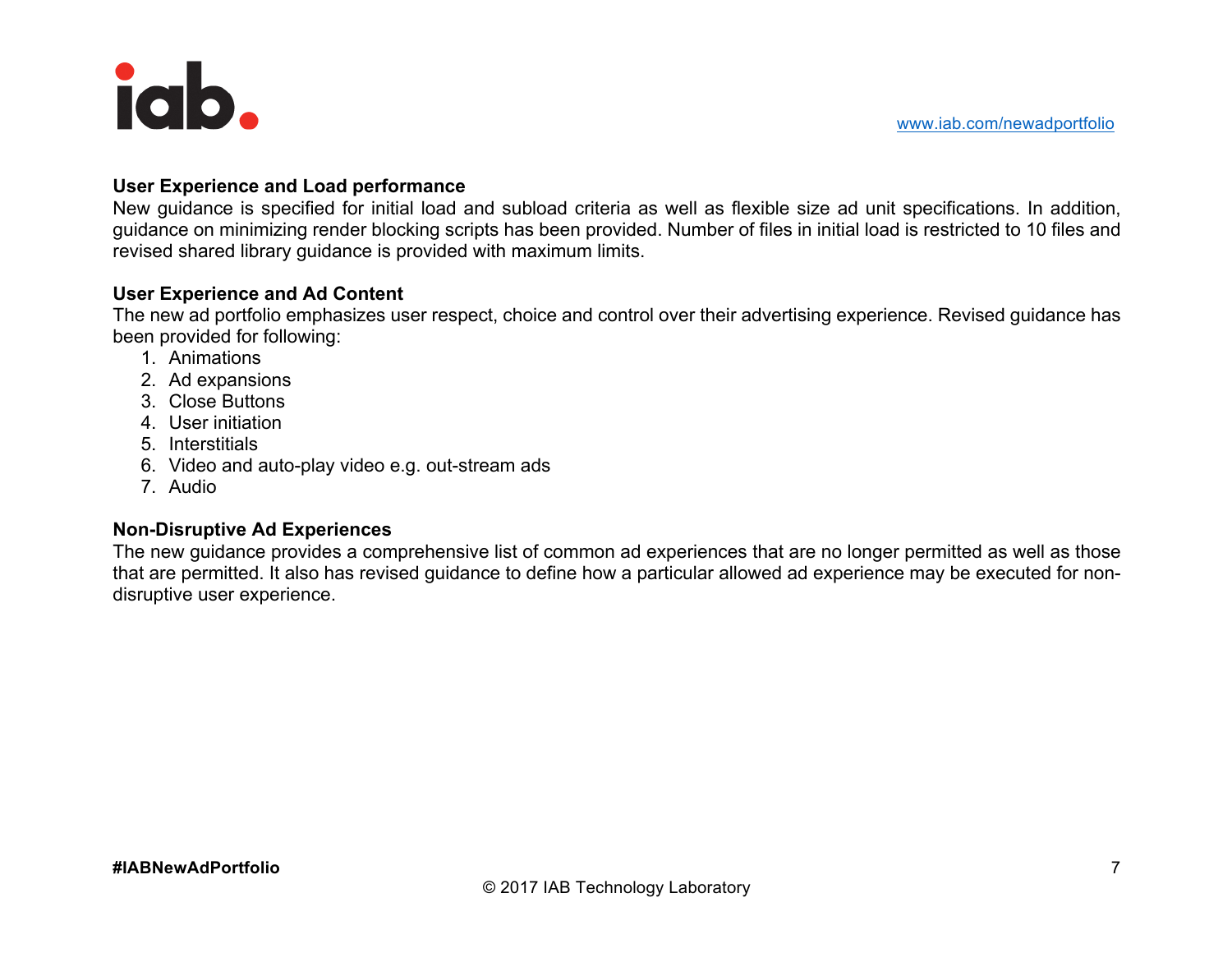**User Experience and Load performance**
New guidance is specified for initial load and subload criteria as well as flexible size ad unit specifications. In addition, guidance on minimizing render blocking scripts has been provided. Number of files in initial load is restricted to 10 files and revised shared library guidance is provided with maximum limits.

**User Experience and Ad Content**
The new ad portfolio emphasizes user respect, choice and control over their advertising experience. Revised guidance has been provided for following:

1. Animations
2. Ad expansions
3. Close Buttons
4. User initiation
5. Interstitials
6. Video and auto-play video e.g. out-stream ads
7. Audio

**Non-Disruptive Ad Experiences**
The new guidance provides a comprehensive list of common ad experiences that are no longer permitted as well as those that are permitted. It also has revised guidance to define how a particular allowed ad experience may be executed for non-disruptive user experience.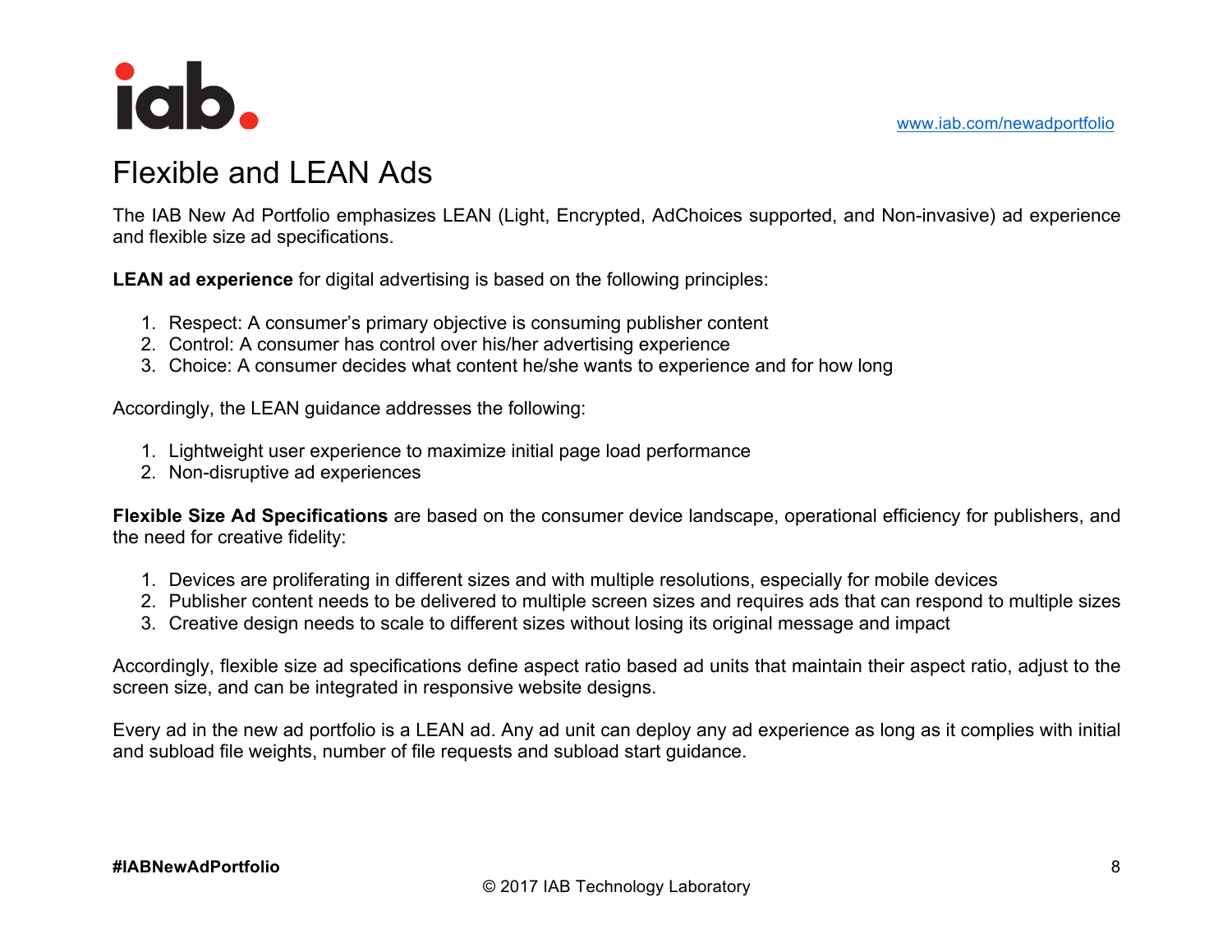# Flexible and LEAN Ads

The IAB New Ad Portfolio emphasizes LEAN (Light, Encrypted, AdChoices supported, and Non-invasive) ad experience and flexible size ad specifications.

**LEAN ad experience** for digital advertising is based on the following principles:

1. Respect: A consumer's primary objective is consuming publisher content
2. Control: A consumer has control over his/her advertising experience
3. Choice: A consumer decides what content he/she wants to experience and for how long

Accordingly, the LEAN guidance addresses the following:

1. Lightweight user experience to maximize initial page load performance
2. Non-disruptive ad experiences

**Flexible Size Ad Specifications** are based on the consumer device landscape, operational efficiency for publishers, and the need for creative fidelity:

1. Devices are proliferating in different sizes and with multiple resolutions, especially for mobile devices
2. Publisher content needs to be delivered to multiple screen sizes and requires ads that can respond to multiple sizes
3. Creative design needs to scale to different sizes without losing its original message and impact

Accordingly, flexible size ad specifications define aspect ratio based ad units that maintain their aspect ratio, adjust to the screen size, and can be integrated in responsive website designs.

Every ad in the new ad portfolio is a LEAN ad. Any ad unit can deploy any ad experience as long as it complies with initial and subload file weights, number of file requests and subload start guidance.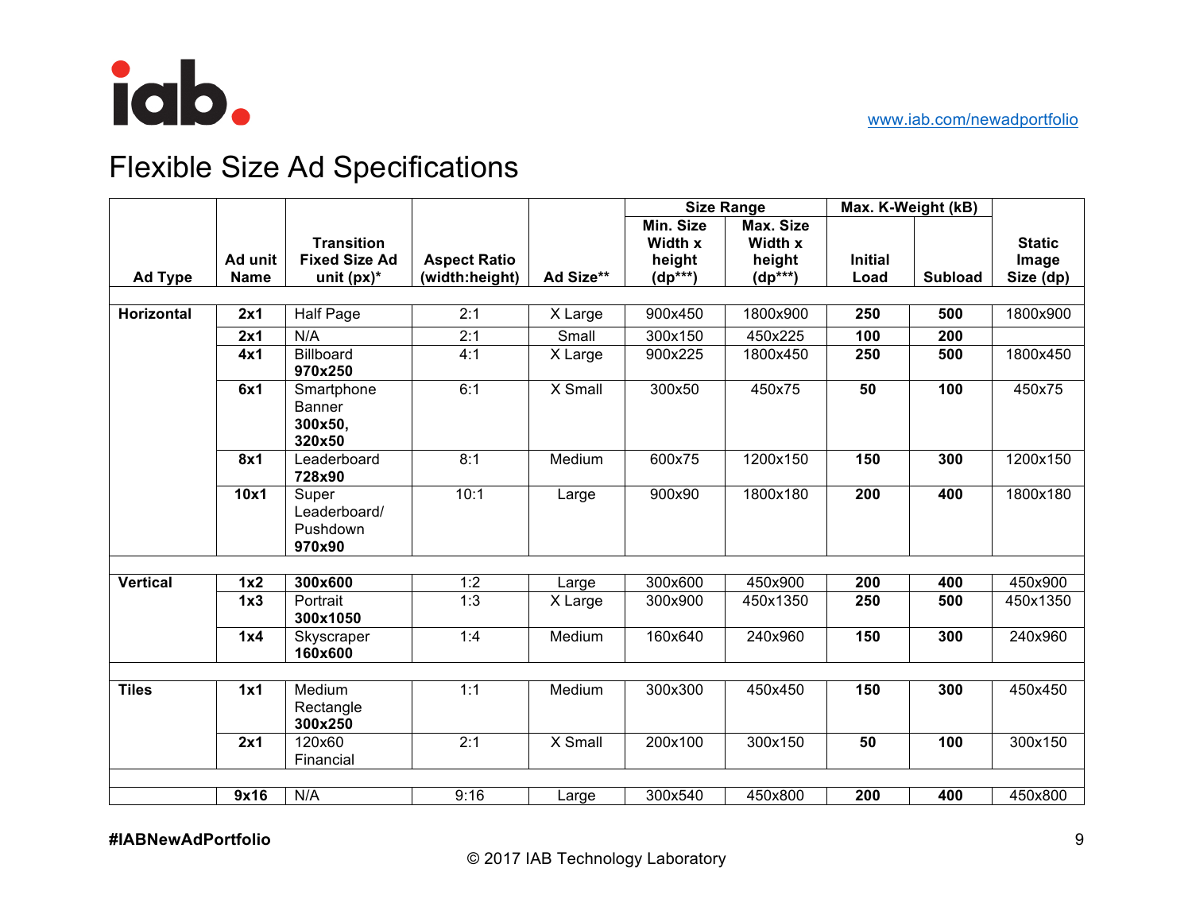iab.

www.iab.com/newadportfolio

# Flexible Size Ad Specifications

| Ad Type | Ad unit Name | Transition Fixed Size Ad unit (px)* | Aspect Ratio (width:height) | Ad Size** | Size Range | | Max. K-Weight (kB) | | Static Image Size (dp) |
|---|---|---|---|---|---|---|---|---|---|
| | | | | | Min. Size Width x height (dp***) | Max. Size Width x height (dp***) | Initial Load | Subload | |
| **Horizontal** | **2x1** | Half Page | 2:1 | X Large | 900x450 | 1800x900 | **250** | **500** | 1800x900 |
| | **2x1** | N/A | 2:1 | Small | 300x150 | 450x225 | **100** | **200** | |
| | **4x1** | Billboard **970x250** | 4:1 | X Large | 900x225 | 1800x450 | **250** | **500** | 1800x450 |
| | **6x1** | Smartphone Banner **300x50, 320x50** | 6:1 | X Small | 300x50 | 450x75 | **50** | **100** | 450x75 |
| | **8x1** | Leaderboard **728x90** | 8:1 | Medium | 600x75 | 1200x150 | **150** | **300** | 1200x150 |
| | **10x1** | Super Leaderboard/ Pushdown **970x90** | 10:1 | Large | 900x90 | 1800x180 | **200** | **400** | 1800x180 |
| **Vertical** | **1x2** | **300x600** | 1:2 | Large | 300x600 | 450x900 | **200** | **400** | 450x900 |
| | **1x3** | Portrait **300x1050** | 1:3 | X Large | 300x900 | 450x1350 | **250** | **500** | 450x1350 |
| | **1x4** | Skyscraper **160x600** | 1:4 | Medium | 160x640 | 240x960 | **150** | **300** | 240x960 |
| **Tiles** | **1x1** | Medium Rectangle **300x250** | 1:1 | Medium | 300x300 | 450x450 | **150** | **300** | 450x450 |
| | **2x1** | 120x60 Financial | 2:1 | X Small | 200x100 | 300x150 | **50** | **100** | 300x150 |
| | **9x16** | N/A | 9:16 | Large | 300x540 | 450x800 | **200** | **400** | 450x800 |

**#IABNewAdPortfolio**

© 2017 IAB Technology Laboratory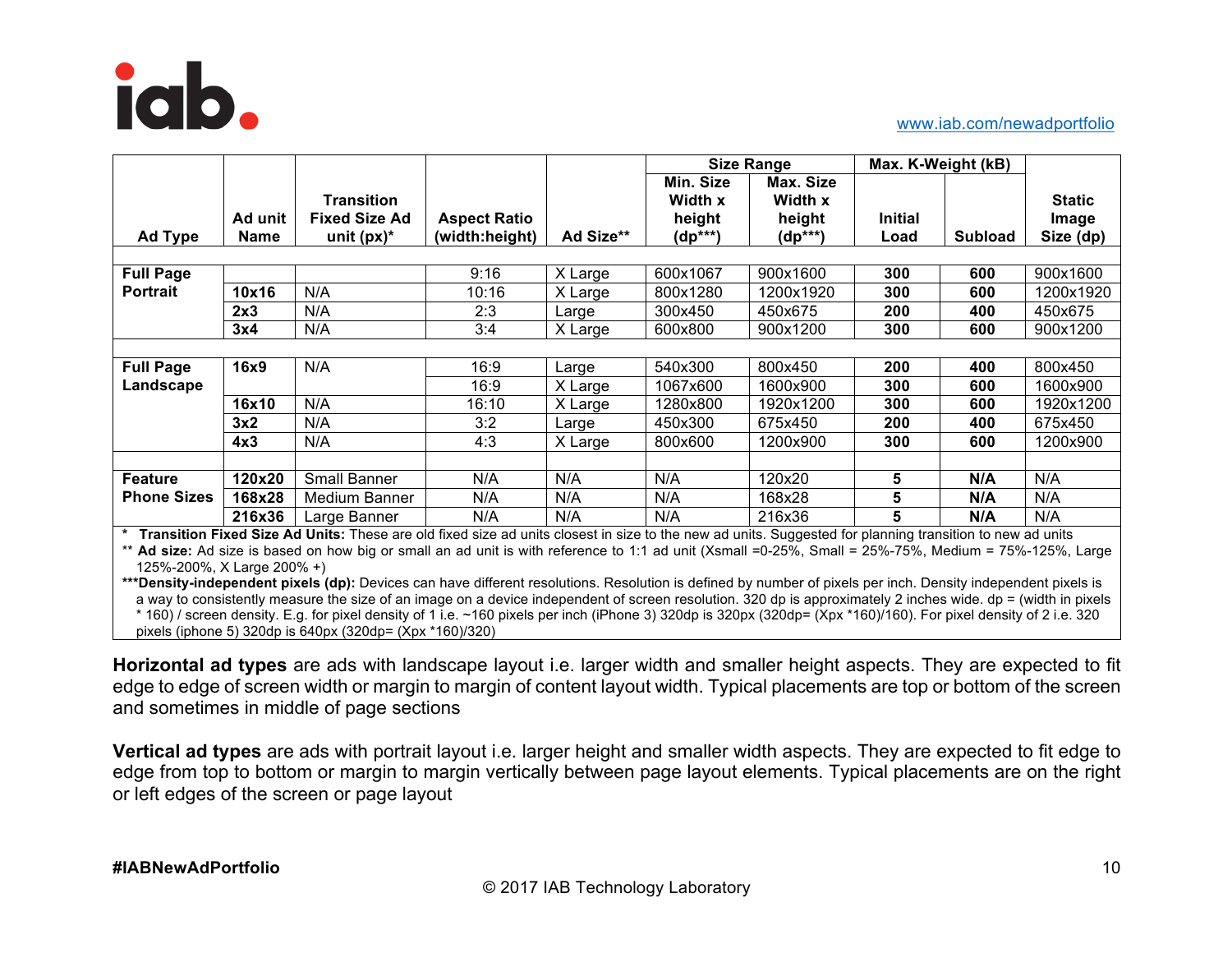www.iab.com/newadportfolio

| Ad Type | Ad unit Name | Transition Fixed Size Ad unit (px)* | Aspect Ratio (width:height) | Ad Size** | Size Range | | Max. K-Weight (kB) | | Static Image Size (dp) |
|---|---|---|---|---|---|---|---|---|---|
| | | | | | Min. Size Width x height (dp***) | Max. Size Width x height (dp***) | Initial Load | Subload | |
| **Full Page Portrait** | | | 9:16 | X Large | 600x1067 | 900x1600 | **300** | **600** | 900x1600 |
| | **10x16** | N/A | 10:16 | X Large | 800x1280 | 1200x1920 | **300** | **600** | 1200x1920 |
| | **2x3** | N/A | 2:3 | Large | 300x450 | 450x675 | **200** | **400** | 450x675 |
| | **3x4** | N/A | 3:4 | X Large | 600x800 | 900x1200 | **300** | **600** | 900x1200 |
| **Full Page Landscape** | **16x9** | N/A | 16:9 | Large | 540x300 | 800x450 | **200** | **400** | 800x450 |
| | | | 16:9 | X Large | 1067x600 | 1600x900 | **300** | **600** | 1600x900 |
| | **16x10** | N/A | 16:10 | X Large | 1280x800 | 1920x1200 | **300** | **600** | 1920x1200 |
| | **3x2** | N/A | 3:2 | Large | 450x300 | 675x450 | **200** | **400** | 675x450 |
| | **4x3** | N/A | 4:3 | X Large | 800x600 | 1200x900 | **300** | **600** | 1200x900 |
| **Feature Phone Sizes** | **120x20** | Small Banner | N/A | N/A | N/A | 120x20 | **5** | **N/A** | N/A |
| | **168x28** | Medium Banner | N/A | N/A | N/A | 168x28 | **5** | **N/A** | N/A |
| | **216x36** | Large Banner | N/A | N/A | N/A | 216x36 | **5** | **N/A** | N/A |

\* **Transition Fixed Size Ad Units:** These are old fixed size ad units closest in size to the new ad units. Suggested for planning transition to new ad units

** **Ad size:** Ad size is based on how big or small an ad unit is with reference to 1:1 ad unit (Xsmall =0-25%, Small = 25%-75%, Medium = 75%-125%, Large 125%-200%, X Large 200% +)

***__Density-independent pixels (dp):__ Devices can have different resolutions. Resolution is defined by number of pixels per inch. Density independent pixels is a way to consistently measure the size of an image on a device independent of screen resolution. 320 dp is approximately 2 inches wide. dp = (width in pixels * 160) / screen density. E.g. for pixel density of 1 i.e. ~160 pixels per inch (iPhone 3) 320dp is 320px (320dp= (Xpx *160)/160). For pixel density of 2 i.e. 320 pixels (iphone 5) 320dp is 640px (320dp= (Xpx *160)/320)

**Horizontal ad types** are ads with landscape layout i.e. larger width and smaller height aspects. They are expected to fit edge to edge of screen width or margin to margin of content layout width. Typical placements are top or bottom of the screen and sometimes in middle of page sections

**Vertical ad types** are ads with portrait layout i.e. larger height and smaller width aspects. They are expected to fit edge to edge from top to bottom or margin to margin vertically between page layout elements. Typical placements are on the right or left edges of the screen or page layout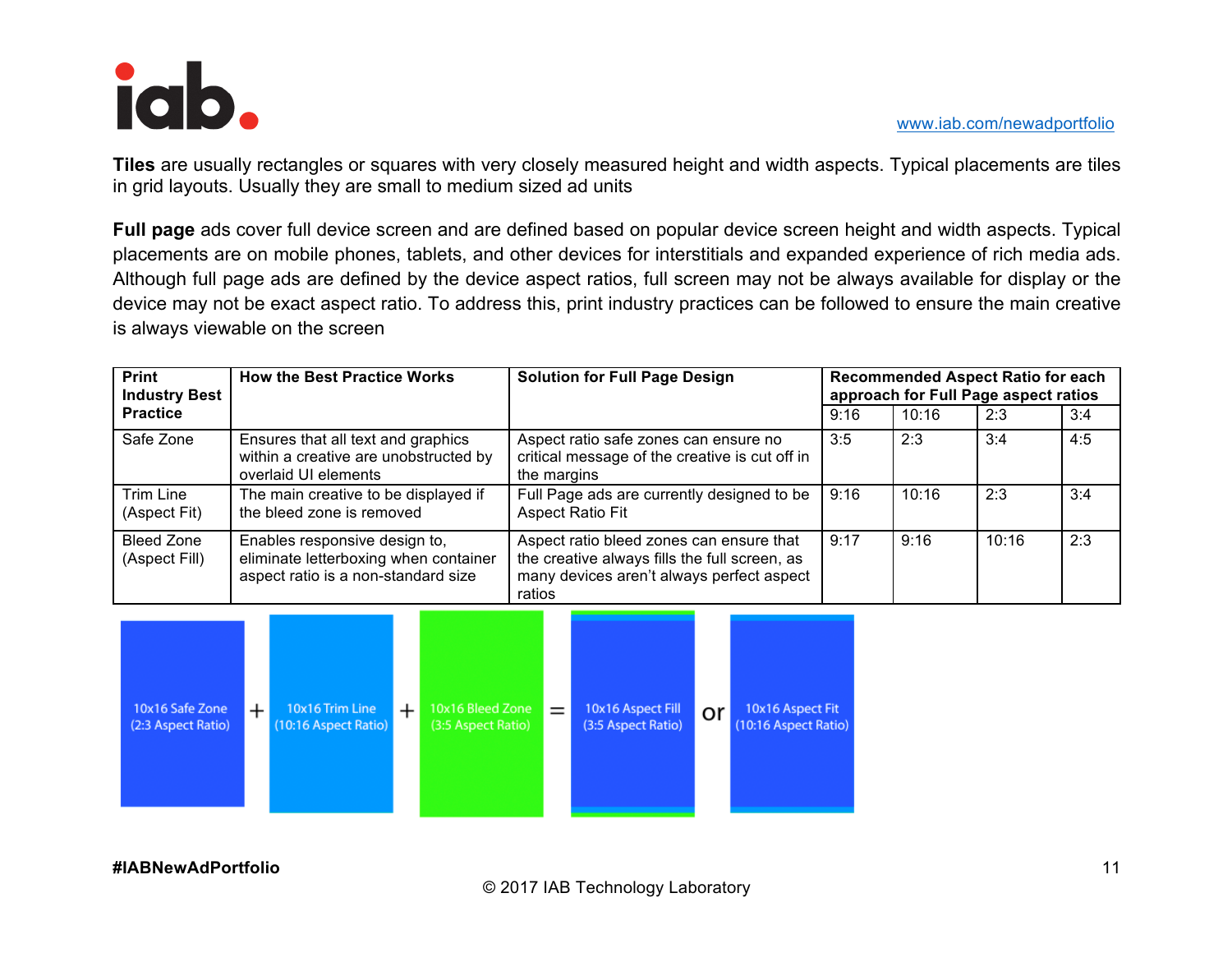**Tiles** are usually rectangles or squares with very closely measured height and width aspects. Typical placements are tiles in grid layouts. Usually they are small to medium sized ad units

**Full page** ads cover full device screen and are defined based on popular device screen height and width aspects. Typical placements are on mobile phones, tablets, and other devices for interstitials and expanded experience of rich media ads. Although full page ads are defined by the device aspect ratios, full screen may not be always available for display or the device may not be exact aspect ratio. To address this, print industry practices can be followed to ensure the main creative is always viewable on the screen

| Print Industry Best Practice | How the Best Practice Works | Solution for Full Page Design | Recommended Aspect Ratio for each approach for Full Page aspect ratios | | | |
|---|---|---|---|---|---|---|
| | | | 9:16 | 10:16 | 2:3 | 3:4 |
| Safe Zone | Ensures that all text and graphics within a creative are unobstructed by overlaid UI elements | Aspect ratio safe zones can ensure no critical message of the creative is cut off in the margins | 3:5 | 2:3 | 3:4 | 4:5 |
| Trim Line (Aspect Fit) | The main creative to be displayed if the bleed zone is removed | Full Page ads are currently designed to be Aspect Ratio Fit | 9:16 | 10:16 | 2:3 | 3:4 |
| Bleed Zone (Aspect Fill) | Enables responsive design to, eliminate letterboxing when container aspect ratio is a non-standard size | Aspect ratio bleed zones can ensure that the creative always fills the full screen, as many devices aren't always perfect aspect ratios | 9:17 | 9:16 | 10:16 | 2:3 |

10x16 Safe Zone (2:3 Aspect Ratio) + 10x16 Trim Line (10:16 Aspect Ratio) + 10x16 Bleed Zone (3:5 Aspect Ratio) = 10x16 Aspect Fill (3:5 Aspect Ratio) or 10x16 Aspect Fit (10:16 Aspect Ratio)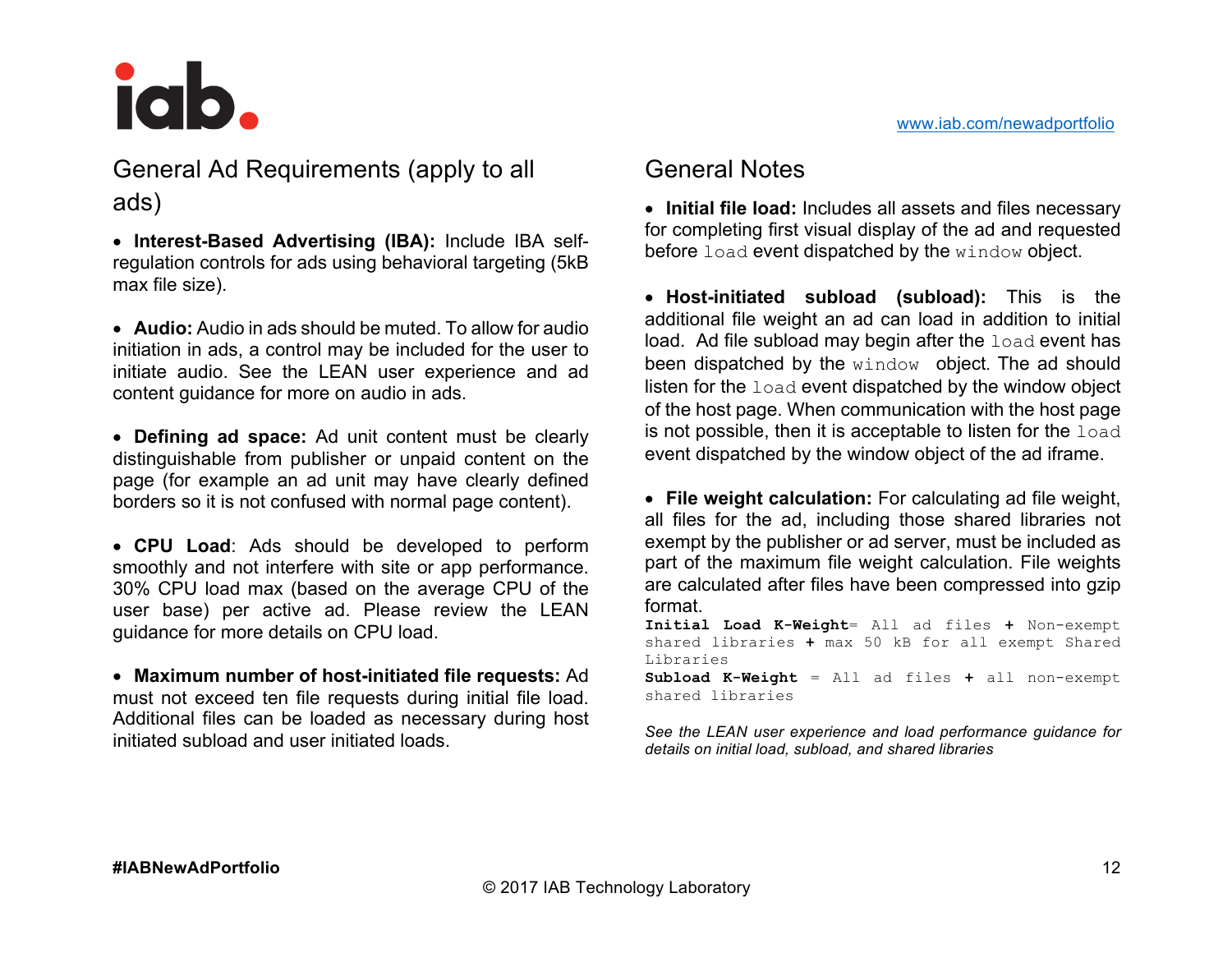## General Ad Requirements (apply to all ads)

- **Interest-Based Advertising (IBA):** Include IBA self-regulation controls for ads using behavioral targeting (5kB max file size).

- **Audio:** Audio in ads should be muted. To allow for audio initiation in ads, a control may be included for the user to initiate audio. See the LEAN user experience and ad content guidance for more on audio in ads.

- **Defining ad space:** Ad unit content must be clearly distinguishable from publisher or unpaid content on the page (for example an ad unit may have clearly defined borders so it is not confused with normal page content).

- **CPU Load**: Ads should be developed to perform smoothly and not interfere with site or app performance. 30% CPU load max (based on the average CPU of the user base) per active ad. Please review the LEAN guidance for more details on CPU load.

- **Maximum number of host-initiated file requests:** Ad must not exceed ten file requests during initial file load. Additional files can be loaded as necessary during host initiated subload and user initiated loads.

## General Notes

- **Initial file load:** Includes all assets and files necessary for completing first visual display of the ad and requested before `load` event dispatched by the `window` object.

- **Host-initiated subload (subload):** This is the additional file weight an ad can load in addition to initial load. Ad file subload may begin after the `load` event has been dispatched by the `window` object. The ad should listen for the `load` event dispatched by the window object of the host page. When communication with the host page is not possible, then it is acceptable to listen for the `load` event dispatched by the window object of the ad iframe.

- **File weight calculation:** For calculating ad file weight, all files for the ad, including those shared libraries not exempt by the publisher or ad server, must be included as part of the maximum file weight calculation. File weights are calculated after files have been compressed into gzip format.

```
Initial Load K-Weight= All ad files + Non-exempt shared libraries + max 50 kB for all exempt Shared Libraries
Subload K-Weight = All ad files + all non-exempt shared libraries
```

*See the LEAN user experience and load performance guidance for details on initial load, subload, and shared libraries*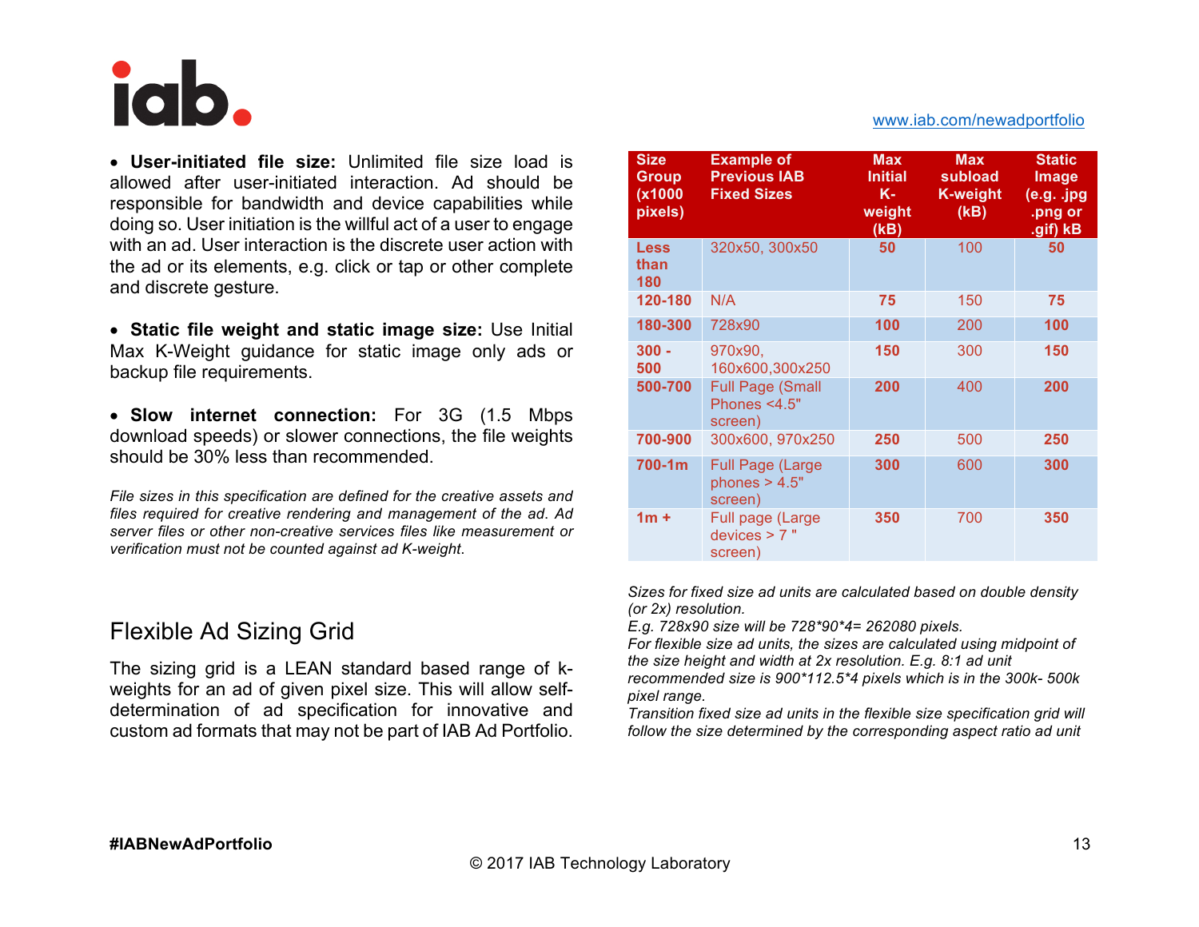www.iab.com/newadportfolio

- **User-initiated file size:** Unlimited file size load is allowed after user-initiated interaction. Ad should be responsible for bandwidth and device capabilities while doing so. User initiation is the willful act of a user to engage with an ad. User interaction is the discrete user action with the ad or its elements, e.g. click or tap or other complete and discrete gesture.

- **Static file weight and static image size:** Use Initial Max K-Weight guidance for static image only ads or backup file requirements.

- **Slow internet connection:** For 3G (1.5 Mbps download speeds) or slower connections, the file weights should be 30% less than recommended.

*File sizes in this specification are defined for the creative assets and files required for creative rendering and management of the ad. Ad server files or other non-creative services files like measurement or verification must not be counted against ad K-weight.*

| Size Group (x1000 pixels) | Example of Previous IAB Fixed Sizes | Max Initial K-weight (kB) | Max subload K-weight (kB) | Static Image (e.g. .jpg .png or .gif) kB |
|---|---|---|---|---|
| **Less than 180** | 320x50, 300x50 | **50** | 100 | **50** |
| **120-180** | N/A | **75** | 150 | **75** |
| **180-300** | 728x90 | **100** | 200 | **100** |
| **300 - 500** | 970x90, 160x600,300x250 | **150** | 300 | **150** |
| **500-700** | Full Page (Small Phones <4.5" screen) | **200** | 400 | **200** |
| **700-900** | 300x600, 970x250 | **250** | 500 | **250** |
| **700-1m** | Full Page (Large phones > 4.5" screen) | **300** | 600 | **300** |
| **1m +** | Full page (Large devices > 7 " screen) | **350** | 700 | **350** |

*Sizes for fixed size ad units are calculated based on double density (or 2x) resolution.*
*E.g. 728x90 size will be 728\*90\*4= 262080 pixels.*
*For flexible size ad units, the sizes are calculated using midpoint of the size height and width at 2x resolution. E.g. 8:1 ad unit recommended size is 900\*112.5\*4 pixels which is in the 300k- 500k pixel range.*
*Transition fixed size ad units in the flexible size specification grid will follow the size determined by the corresponding aspect ratio ad unit*

## Flexible Ad Sizing Grid

The sizing grid is a LEAN standard based range of k-weights for an ad of given pixel size. This will allow self-determination of ad specification for innovative and custom ad formats that may not be part of IAB Ad Portfolio.

#IABNewAdPortfolio

© 2017 IAB Technology Laboratory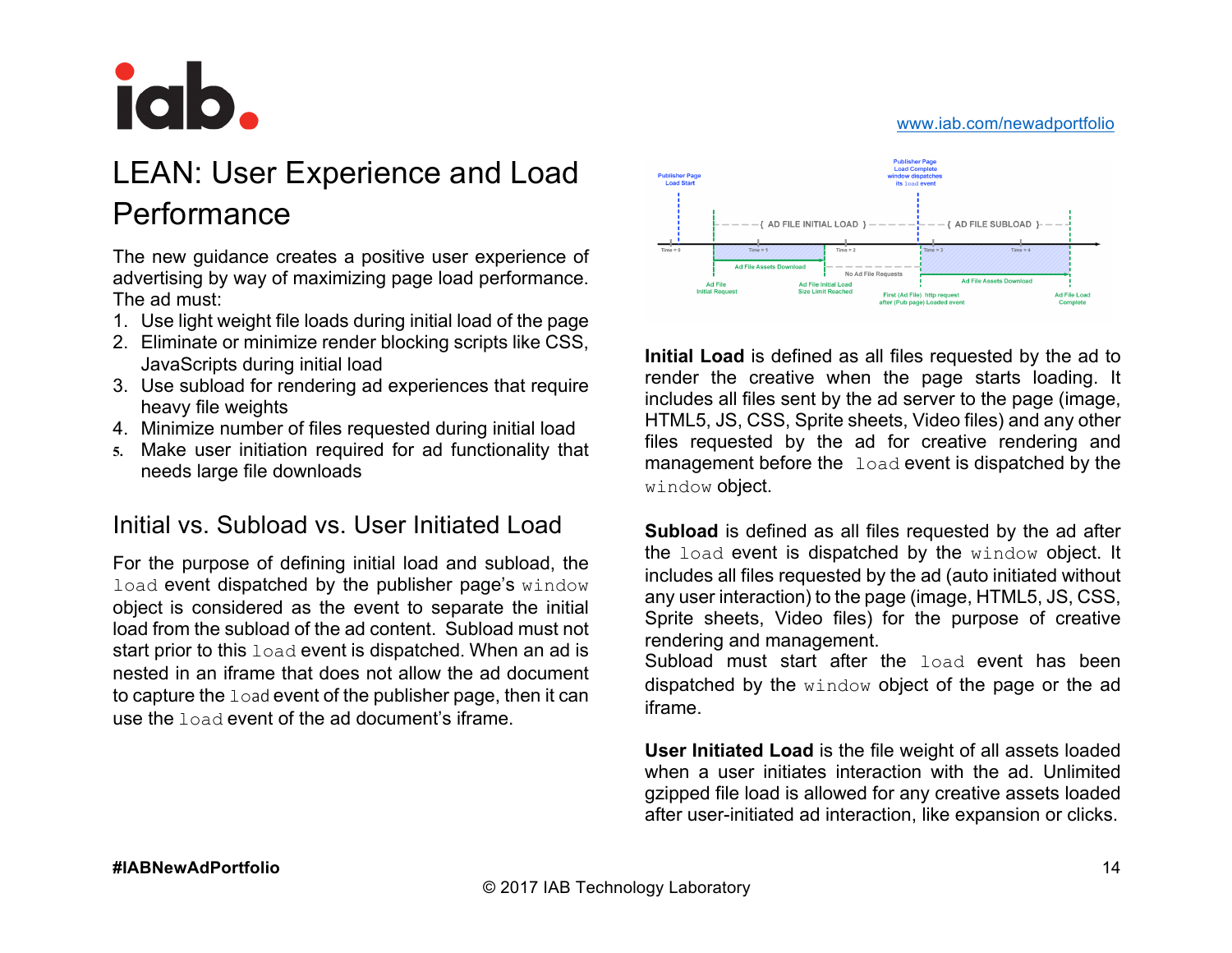# LEAN: User Experience and Load Performance

The new guidance creates a positive user experience of advertising by way of maximizing page load performance. The ad must:

1. Use light weight file loads during initial load of the page
2. Eliminate or minimize render blocking scripts like CSS, JavaScripts during initial load
3. Use subload for rendering ad experiences that require heavy file weights
4. Minimize number of files requested during initial load
5. Make user initiation required for ad functionality that needs large file downloads

## Initial vs. Subload vs. User Initiated Load

For the purpose of defining initial load and subload, the `load` event dispatched by the publisher page's `window` object is considered as the event to separate the initial load from the subload of the ad content. Subload must not start prior to this `load` event is dispatched. When an ad is nested in an iframe that does not allow the ad document to capture the `load` event of the publisher page, then it can use the `load` event of the ad document's iframe.

**Initial Load** is defined as all files requested by the ad to render the creative when the page starts loading. It includes all files sent by the ad server to the page (image, HTML5, JS, CSS, Sprite sheets, Video files) and any other files requested by the ad for creative rendering and management before the `load` event is dispatched by the `window` object.

**Subload** is defined as all files requested by the ad after the `load` event is dispatched by the `window` object. It includes all files requested by the ad (auto initiated without any user interaction) to the page (image, HTML5, JS, CSS, Sprite sheets, Video files) for the purpose of creative rendering and management.
Subload must start after the `load` event has been dispatched by the `window` object of the page or the ad iframe.

**User Initiated Load** is the file weight of all assets loaded when a user initiates interaction with the ad. Unlimited gzipped file load is allowed for any creative assets loaded after user-initiated ad interaction, like expansion or clicks.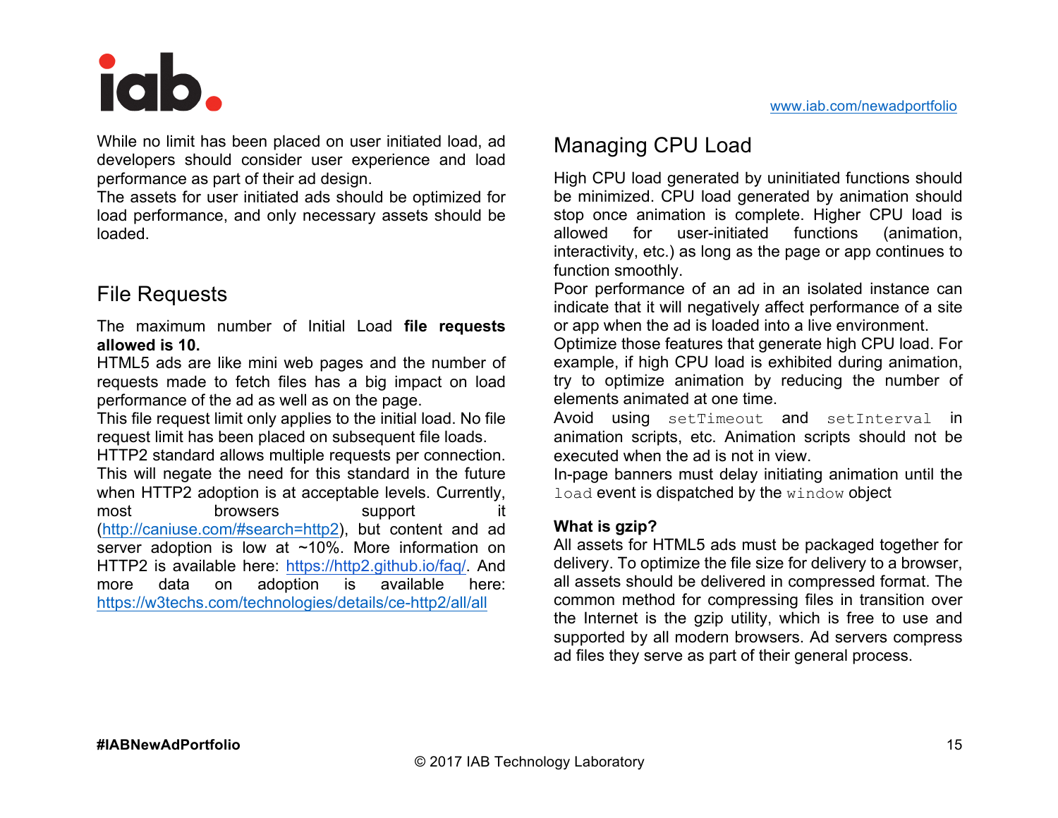While no limit has been placed on user initiated load, ad developers should consider user experience and load performance as part of their ad design.
The assets for user initiated ads should be optimized for load performance, and only necessary assets should be loaded.

## File Requests

The maximum number of Initial Load **file requests allowed is 10.**
HTML5 ads are like mini web pages and the number of requests made to fetch files has a big impact on load performance of the ad as well as on the page.
This file request limit only applies to the initial load. No file request limit has been placed on subsequent file loads.
HTTP2 standard allows multiple requests per connection. This will negate the need for this standard in the future when HTTP2 adoption is at acceptable levels. Currently, most browsers support it (http://caniuse.com/#search=http2), but content and ad server adoption is low at ~10%. More information on HTTP2 is available here: https://http2.github.io/faq/. And more data on adoption is available here: https://w3techs.com/technologies/details/ce-http2/all/all

## Managing CPU Load

High CPU load generated by uninitiated functions should be minimized. CPU load generated by animation should stop once animation is complete. Higher CPU load is allowed for user-initiated functions (animation, interactivity, etc.) as long as the page or app continues to function smoothly.
Poor performance of an ad in an isolated instance can indicate that it will negatively affect performance of a site or app when the ad is loaded into a live environment.
Optimize those features that generate high CPU load. For example, if high CPU load is exhibited during animation, try to optimize animation by reducing the number of elements animated at one time.
Avoid using `setTimeout` and `setInterval` in animation scripts, etc. Animation scripts should not be executed when the ad is not in view.
In-page banners must delay initiating animation until the `load` event is dispatched by the `window` object

**What is gzip?**
All assets for HTML5 ads must be packaged together for delivery. To optimize the file size for delivery to a browser, all assets should be delivered in compressed format. The common method for compressing files in transition over the Internet is the gzip utility, which is free to use and supported by all modern browsers. Ad servers compress ad files they serve as part of their general process.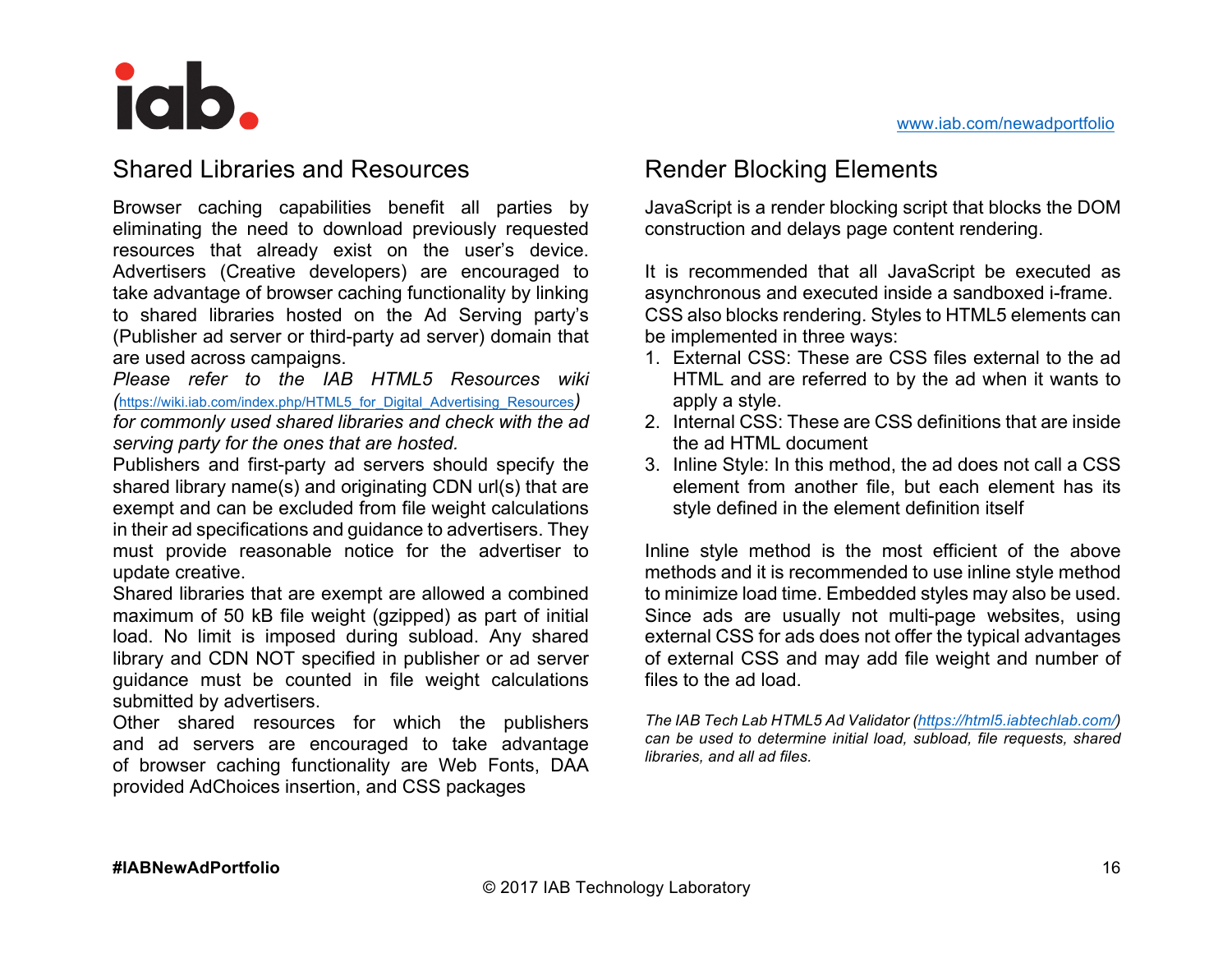## Shared Libraries and Resources

Browser caching capabilities benefit all parties by eliminating the need to download previously requested resources that already exist on the user's device. Advertisers (Creative developers) are encouraged to take advantage of browser caching functionality by linking to shared libraries hosted on the Ad Serving party's (Publisher ad server or third-party ad server) domain that are used across campaigns.

*Please refer to the IAB HTML5 Resources wiki (https://wiki.iab.com/index.php/HTML5_for_Digital_Advertising_Resources) for commonly used shared libraries and check with the ad serving party for the ones that are hosted.*

Publishers and first-party ad servers should specify the shared library name(s) and originating CDN url(s) that are exempt and can be excluded from file weight calculations in their ad specifications and guidance to advertisers. They must provide reasonable notice for the advertiser to update creative.

Shared libraries that are exempt are allowed a combined maximum of 50 kB file weight (gzipped) as part of initial load. No limit is imposed during subload. Any shared library and CDN NOT specified in publisher or ad server guidance must be counted in file weight calculations submitted by advertisers.

Other shared resources for which the publishers and ad servers are encouraged to take advantage of browser caching functionality are Web Fonts, DAA provided AdChoices insertion, and CSS packages

## Render Blocking Elements

JavaScript is a render blocking script that blocks the DOM construction and delays page content rendering.

It is recommended that all JavaScript be executed as asynchronous and executed inside a sandboxed i-frame. CSS also blocks rendering. Styles to HTML5 elements can be implemented in three ways:

1. External CSS: These are CSS files external to the ad HTML and are referred to by the ad when it wants to apply a style.
2. Internal CSS: These are CSS definitions that are inside the ad HTML document
3. Inline Style: In this method, the ad does not call a CSS element from another file, but each element has its style defined in the element definition itself

Inline style method is the most efficient of the above methods and it is recommended to use inline style method to minimize load time. Embedded styles may also be used. Since ads are usually not multi-page websites, using external CSS for ads does not offer the typical advantages of external CSS and may add file weight and number of files to the ad load.

*The IAB Tech Lab HTML5 Ad Validator (https://html5.iabtechlab.com/) can be used to determine initial load, subload, file requests, shared libraries, and all ad files.*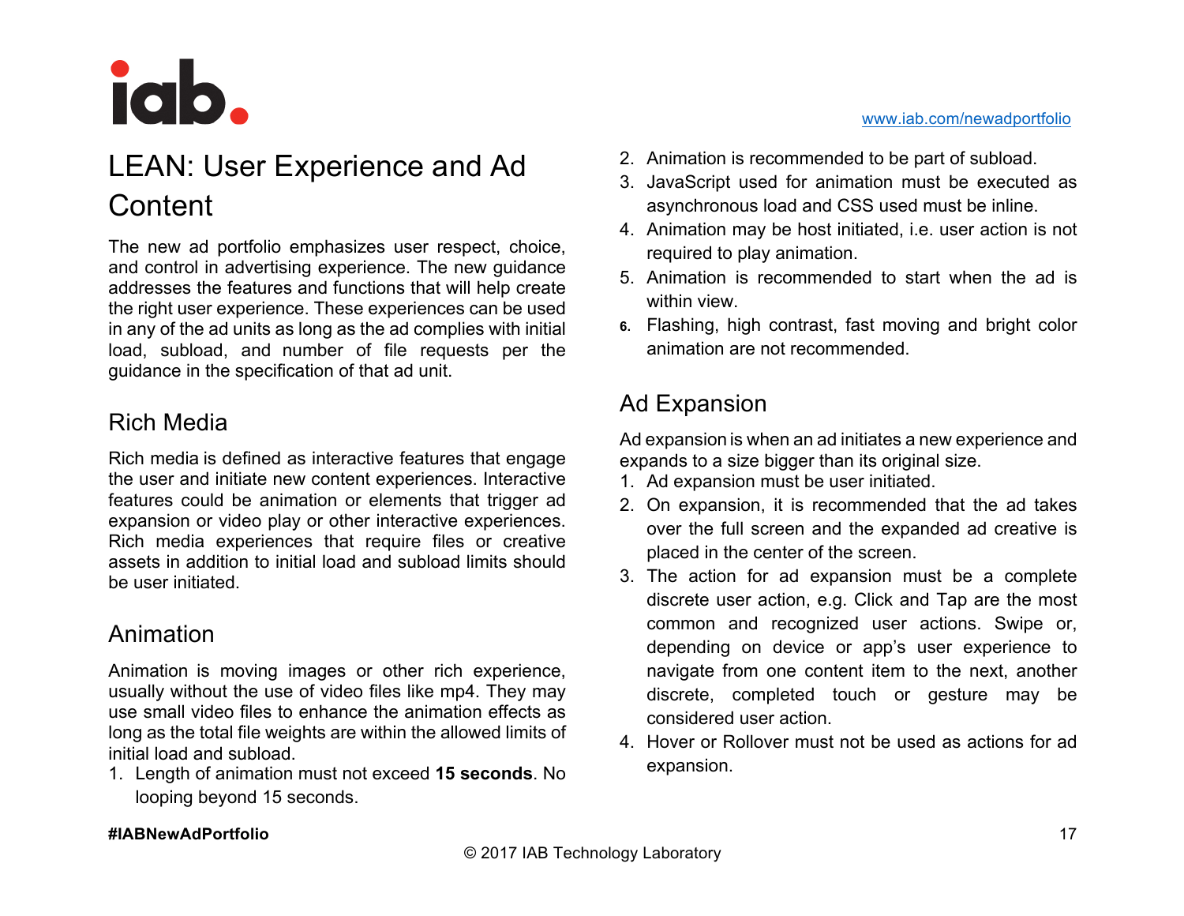# LEAN: User Experience and Ad Content

The new ad portfolio emphasizes user respect, choice, and control in advertising experience. The new guidance addresses the features and functions that will help create the right user experience. These experiences can be used in any of the ad units as long as the ad complies with initial load, subload, and number of file requests per the guidance in the specification of that ad unit.

## Rich Media

Rich media is defined as interactive features that engage the user and initiate new content experiences. Interactive features could be animation or elements that trigger ad expansion or video play or other interactive experiences. Rich media experiences that require files or creative assets in addition to initial load and subload limits should be user initiated.

## Animation

Animation is moving images or other rich experience, usually without the use of video files like mp4. They may use small video files to enhance the animation effects as long as the total file weights are within the allowed limits of initial load and subload.

1. Length of animation must not exceed **15 seconds**. No looping beyond 15 seconds.
2. Animation is recommended to be part of subload.
3. JavaScript used for animation must be executed as asynchronous load and CSS used must be inline.
4. Animation may be host initiated, i.e. user action is not required to play animation.
5. Animation is recommended to start when the ad is within view.
6. Flashing, high contrast, fast moving and bright color animation are not recommended.

## Ad Expansion

Ad expansion is when an ad initiates a new experience and expands to a size bigger than its original size.

1. Ad expansion must be user initiated.
2. On expansion, it is recommended that the ad takes over the full screen and the expanded ad creative is placed in the center of the screen.
3. The action for ad expansion must be a complete discrete user action, e.g. Click and Tap are the most common and recognized user actions. Swipe or, depending on device or app's user experience to navigate from one content item to the next, another discrete, completed touch or gesture may be considered user action.
4. Hover or Rollover must not be used as actions for ad expansion.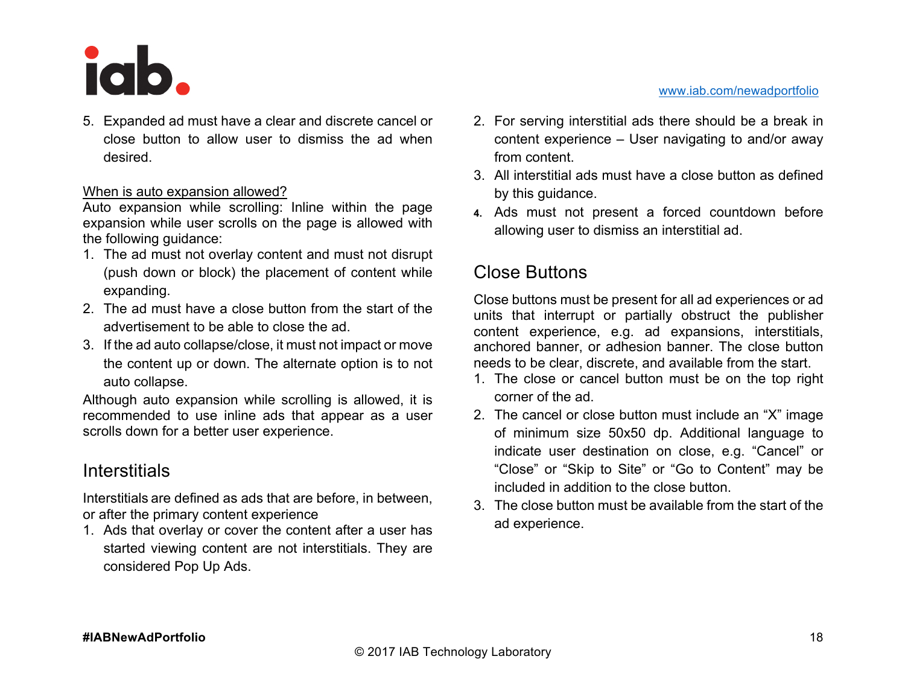5. Expanded ad must have a clear and discrete cancel or close button to allow user to dismiss the ad when desired.

When is auto expansion allowed?

Auto expansion while scrolling: Inline within the page expansion while user scrolls on the page is allowed with the following guidance:

1. The ad must not overlay content and must not disrupt (push down or block) the placement of content while expanding.
2. The ad must have a close button from the start of the advertisement to be able to close the ad.
3. If the ad auto collapse/close, it must not impact or move the content up or down. The alternate option is to not auto collapse.

Although auto expansion while scrolling is allowed, it is recommended to use inline ads that appear as a user scrolls down for a better user experience.

## Interstitials

Interstitials are defined as ads that are before, in between, or after the primary content experience

1. Ads that overlay or cover the content after a user has started viewing content are not interstitials. They are considered Pop Up Ads.
2. For serving interstitial ads there should be a break in content experience – User navigating to and/or away from content.
3. All interstitial ads must have a close button as defined by this guidance.
4. Ads must not present a forced countdown before allowing user to dismiss an interstitial ad.

## Close Buttons

Close buttons must be present for all ad experiences or ad units that interrupt or partially obstruct the publisher content experience, e.g. ad expansions, interstitials, anchored banner, or adhesion banner. The close button needs to be clear, discrete, and available from the start.

1. The close or cancel button must be on the top right corner of the ad.
2. The cancel or close button must include an "X" image of minimum size 50x50 dp. Additional language to indicate user destination on close, e.g. "Cancel" or "Close" or "Skip to Site" or "Go to Content" may be included in addition to the close button.
3. The close button must be available from the start of the ad experience.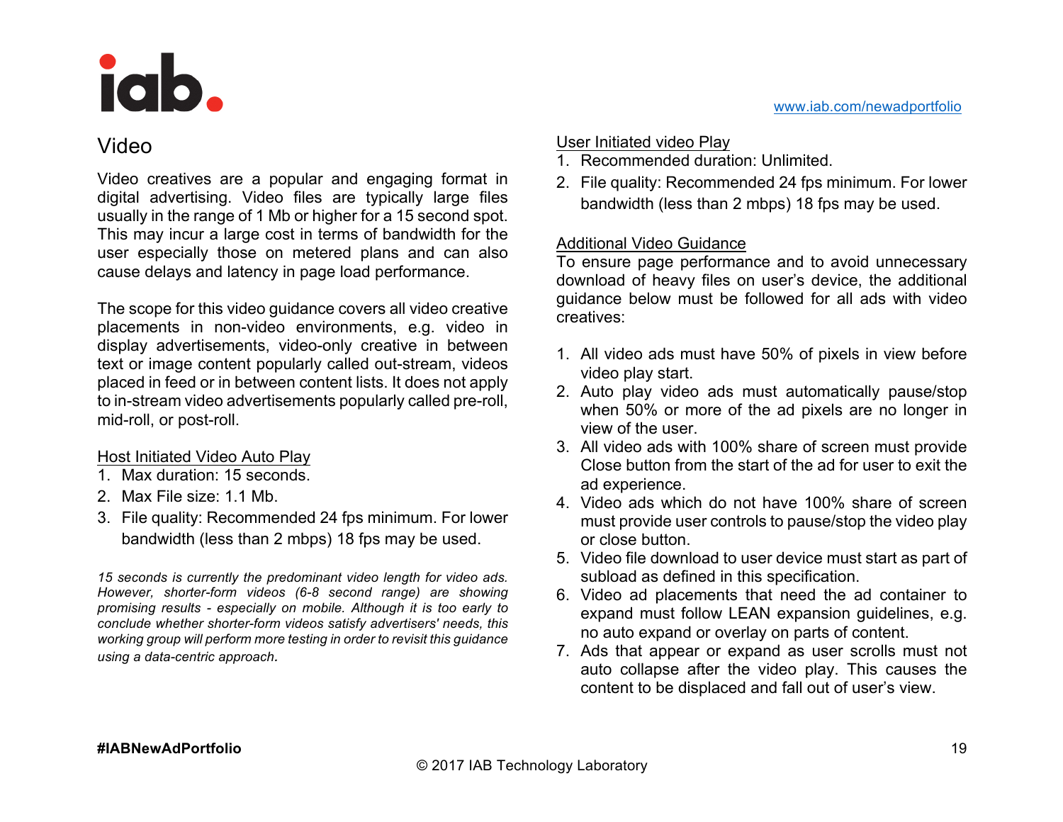## Video

Video creatives are a popular and engaging format in digital advertising. Video files are typically large files usually in the range of 1 Mb or higher for a 15 second spot. This may incur a large cost in terms of bandwidth for the user especially those on metered plans and can also cause delays and latency in page load performance.

The scope for this video guidance covers all video creative placements in non-video environments, e.g. video in display advertisements, video-only creative in between text or image content popularly called out-stream, videos placed in feed or in between content lists. It does not apply to in-stream video advertisements popularly called pre-roll, mid-roll, or post-roll.

Host Initiated Video Auto Play

1. Max duration: 15 seconds.
2. Max File size: 1.1 Mb.
3. File quality: Recommended 24 fps minimum. For lower bandwidth (less than 2 mbps) 18 fps may be used.

*15 seconds is currently the predominant video length for video ads. However, shorter-form videos (6-8 second range) are showing promising results - especially on mobile. Although it is too early to conclude whether shorter-form videos satisfy advertisers' needs, this working group will perform more testing in order to revisit this guidance using a data-centric approach.*

User Initiated video Play

1. Recommended duration: Unlimited.
2. File quality: Recommended 24 fps minimum. For lower bandwidth (less than 2 mbps) 18 fps may be used.

Additional Video Guidance

To ensure page performance and to avoid unnecessary download of heavy files on user's device, the additional guidance below must be followed for all ads with video creatives:

1. All video ads must have 50% of pixels in view before video play start.
2. Auto play video ads must automatically pause/stop when 50% or more of the ad pixels are no longer in view of the user.
3. All video ads with 100% share of screen must provide Close button from the start of the ad for user to exit the ad experience.
4. Video ads which do not have 100% share of screen must provide user controls to pause/stop the video play or close button.
5. Video file download to user device must start as part of subload as defined in this specification.
6. Video ad placements that need the ad container to expand must follow LEAN expansion guidelines, e.g. no auto expand or overlay on parts of content.
7. Ads that appear or expand as user scrolls must not auto collapse after the video play. This causes the content to be displaced and fall out of user's view.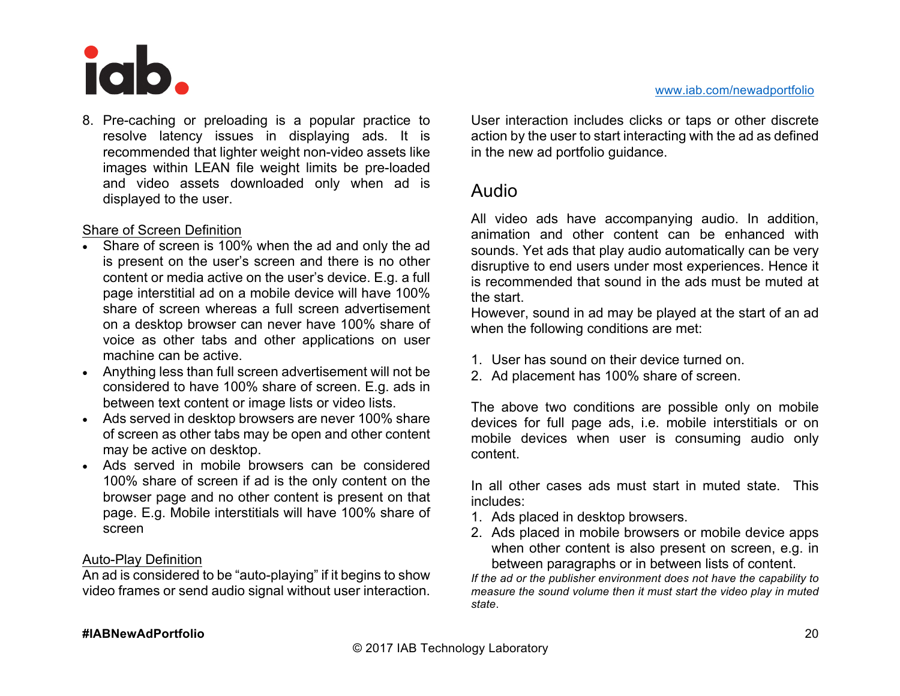8. Pre-caching or preloading is a popular practice to resolve latency issues in displaying ads. It is recommended that lighter weight non-video assets like images within LEAN file weight limits be pre-loaded and video assets downloaded only when ad is displayed to the user.

Share of Screen Definition

- Share of screen is 100% when the ad and only the ad is present on the user's screen and there is no other content or media active on the user's device. E.g. a full page interstitial ad on a mobile device will have 100% share of screen whereas a full screen advertisement on a desktop browser can never have 100% share of voice as other tabs and other applications on user machine can be active.
- Anything less than full screen advertisement will not be considered to have 100% share of screen. E.g. ads in between text content or image lists or video lists.
- Ads served in desktop browsers are never 100% share of screen as other tabs may be open and other content may be active on desktop.
- Ads served in mobile browsers can be considered 100% share of screen if ad is the only content on the browser page and no other content is present on that page. E.g. Mobile interstitials will have 100% share of screen

Auto-Play Definition

An ad is considered to be "auto-playing" if it begins to show video frames or send audio signal without user interaction. User interaction includes clicks or taps or other discrete action by the user to start interacting with the ad as defined in the new ad portfolio guidance.

## Audio

All video ads have accompanying audio. In addition, animation and other content can be enhanced with sounds. Yet ads that play audio automatically can be very disruptive to end users under most experiences. Hence it is recommended that sound in the ads must be muted at the start.

However, sound in ad may be played at the start of an ad when the following conditions are met:

1. User has sound on their device turned on.
2. Ad placement has 100% share of screen.

The above two conditions are possible only on mobile devices for full page ads, i.e. mobile interstitials or on mobile devices when user is consuming audio only content.

In all other cases ads must start in muted state. This includes:

1. Ads placed in desktop browsers.
2. Ads placed in mobile browsers or mobile device apps when other content is also present on screen, e.g. in between paragraphs or in between lists of content.

*If the ad or the publisher environment does not have the capability to measure the sound volume then it must start the video play in muted state.*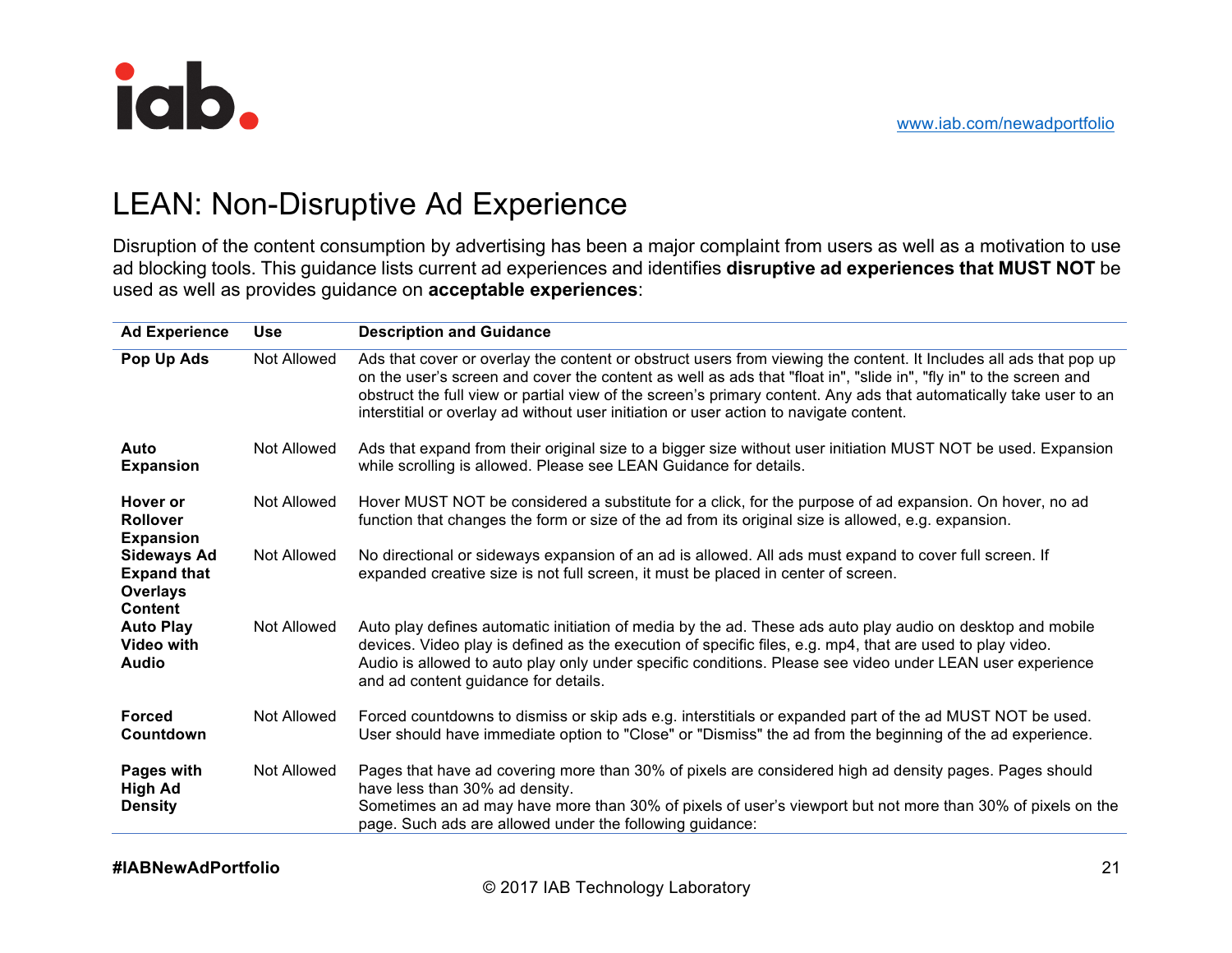# LEAN: Non-Disruptive Ad Experience

Disruption of the content consumption by advertising has been a major complaint from users as well as a motivation to use ad blocking tools. This guidance lists current ad experiences and identifies **disruptive ad experiences that MUST NOT** be used as well as provides guidance on **acceptable experiences**:

| Ad Experience | Use | Description and Guidance |
|---|---|---|
| **Pop Up Ads** | Not Allowed | Ads that cover or overlay the content or obstruct users from viewing the content. It Includes all ads that pop up on the user's screen and cover the content as well as ads that "float in", "slide in", "fly in" to the screen and obstruct the full view or partial view of the screen's primary content. Any ads that automatically take user to an interstitial or overlay ad without user initiation or user action to navigate content. |
| **Auto Expansion** | Not Allowed | Ads that expand from their original size to a bigger size without user initiation MUST NOT be used. Expansion while scrolling is allowed. Please see LEAN Guidance for details. |
| **Hover or Rollover Expansion** | Not Allowed | Hover MUST NOT be considered a substitute for a click, for the purpose of ad expansion. On hover, no ad function that changes the form or size of the ad from its original size is allowed, e.g. expansion. |
| **Sideways Ad Expand that Overlays Content** | Not Allowed | No directional or sideways expansion of an ad is allowed. All ads must expand to cover full screen. If expanded creative size is not full screen, it must be placed in center of screen. |
| **Auto Play Video with Audio** | Not Allowed | Auto play defines automatic initiation of media by the ad. These ads auto play audio on desktop and mobile devices. Video play is defined as the execution of specific files, e.g. mp4, that are used to play video. Audio is allowed to auto play only under specific conditions. Please see video under LEAN user experience and ad content guidance for details. |
| **Forced Countdown** | Not Allowed | Forced countdowns to dismiss or skip ads e.g. interstitials or expanded part of the ad MUST NOT be used. User should have immediate option to "Close" or "Dismiss" the ad from the beginning of the ad experience. |
| **Pages with High Ad Density** | Not Allowed | Pages that have ad covering more than 30% of pixels are considered high ad density pages. Pages should have less than 30% ad density. Sometimes an ad may have more than 30% of pixels of user's viewport but not more than 30% of pixels on the page. Such ads are allowed under the following guidance: |

#IABNewAdPortfolio

© 2017 IAB Technology Laboratory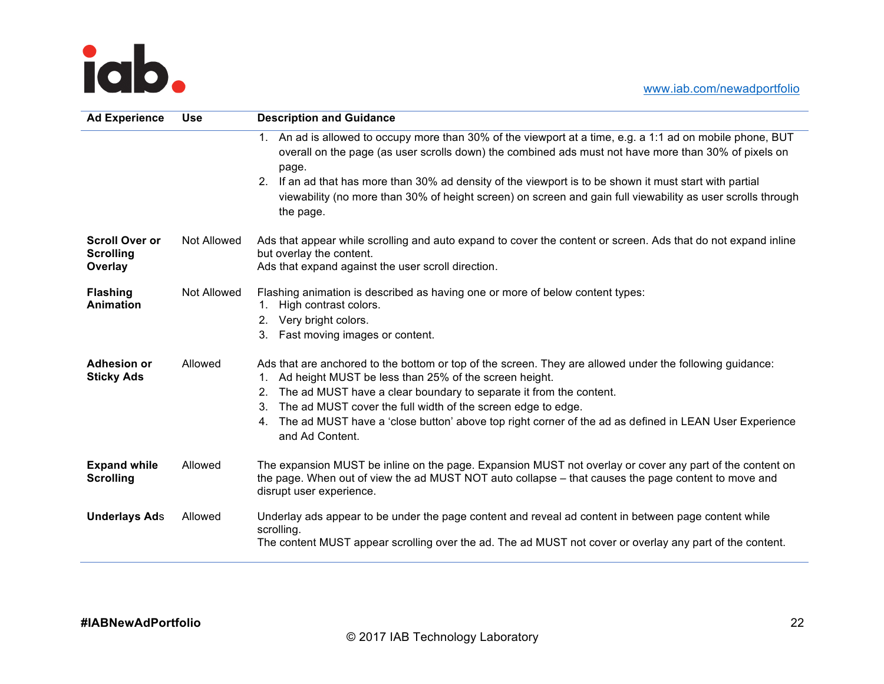| Ad Experience | Use | Description and Guidance |
|---|---|---|
| | | 1. An ad is allowed to occupy more than 30% of the viewport at a time, e.g. a 1:1 ad on mobile phone, BUT overall on the page (as user scrolls down) the combined ads must not have more than 30% of pixels on page. 2. If an ad that has more than 30% ad density of the viewport is to be shown it must start with partial viewability (no more than 30% of height screen) on screen and gain full viewability as user scrolls through the page. |
| **Scroll Over or Scrolling Overlay** | Not Allowed | Ads that appear while scrolling and auto expand to cover the content or screen. Ads that do not expand inline but overlay the content. Ads that expand against the user scroll direction. |
| **Flashing Animation** | Not Allowed | Flashing animation is described as having one or more of below content types: 1. High contrast colors. 2. Very bright colors. 3. Fast moving images or content. |
| **Adhesion or Sticky Ads** | Allowed | Ads that are anchored to the bottom or top of the screen. They are allowed under the following guidance: 1. Ad height MUST be less than 25% of the screen height. 2. The ad MUST have a clear boundary to separate it from the content. 3. The ad MUST cover the full width of the screen edge to edge. 4. The ad MUST have a 'close button' above top right corner of the ad as defined in LEAN User Experience and Ad Content. |
| **Expand while Scrolling** | Allowed | The expansion MUST be inline on the page. Expansion MUST not overlay or cover any part of the content on the page. When out of view the ad MUST NOT auto collapse – that causes the page content to move and disrupt user experience. |
| **Underlays Ads** | Allowed | Underlay ads appear to be under the page content and reveal ad content in between page content while scrolling. The content MUST appear scrolling over the ad. The ad MUST not cover or overlay any part of the content. |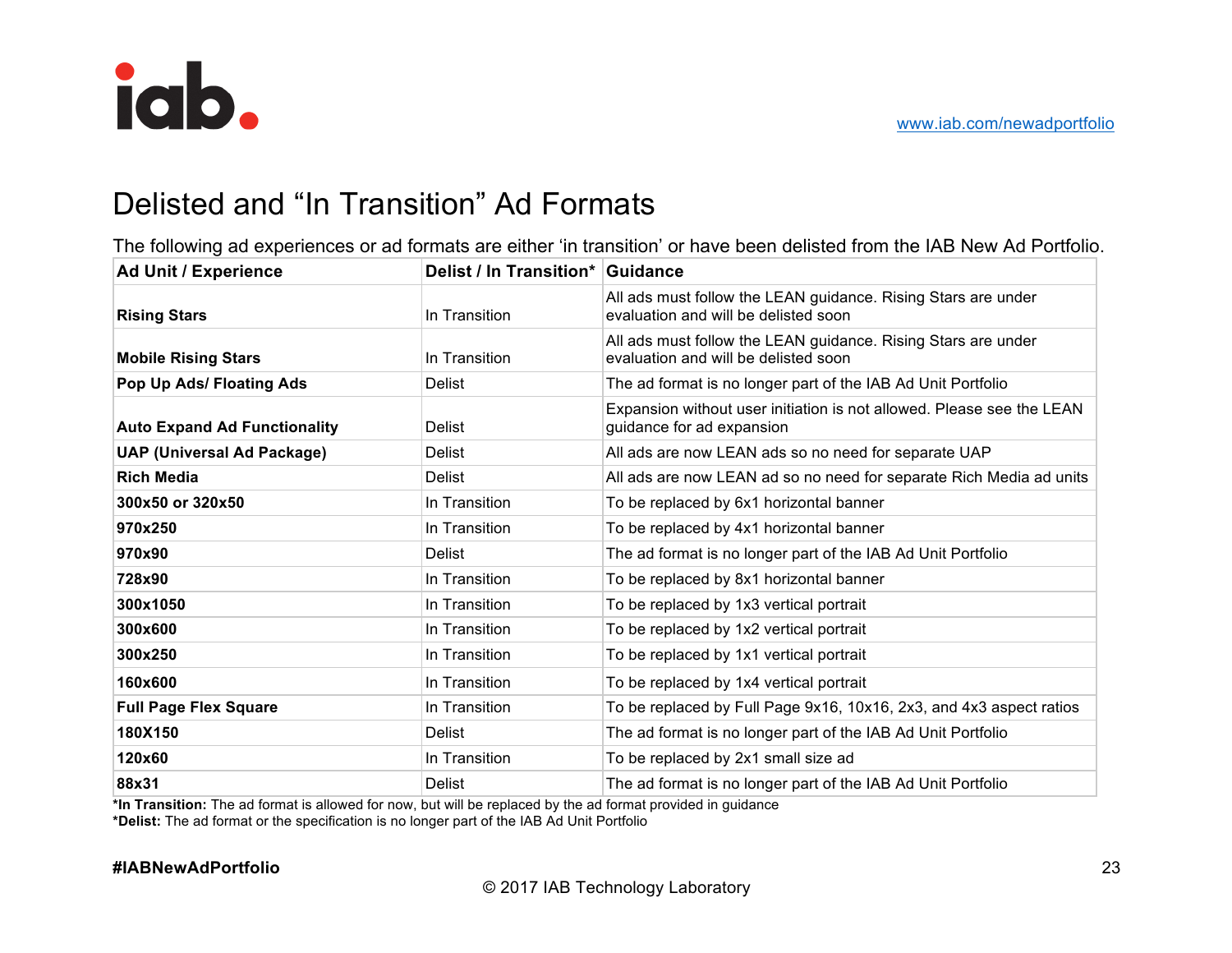# Delisted and "In Transition" Ad Formats

The following ad experiences or ad formats are either 'in transition' or have been delisted from the IAB New Ad Portfolio.

| Ad Unit / Experience | Delist / In Transition* | Guidance |
|---|---|---|
| **Rising Stars** | In Transition | All ads must follow the LEAN guidance. Rising Stars are under evaluation and will be delisted soon |
| **Mobile Rising Stars** | In Transition | All ads must follow the LEAN guidance. Rising Stars are under evaluation and will be delisted soon |
| **Pop Up Ads/ Floating Ads** | Delist | The ad format is no longer part of the IAB Ad Unit Portfolio |
| **Auto Expand Ad Functionality** | Delist | Expansion without user initiation is not allowed. Please see the LEAN guidance for ad expansion |
| **UAP (Universal Ad Package)** | Delist | All ads are now LEAN ads so no need for separate UAP |
| **Rich Media** | Delist | All ads are now LEAN ad so no need for separate Rich Media ad units |
| **300x50 or 320x50** | In Transition | To be replaced by 6x1 horizontal banner |
| **970x250** | In Transition | To be replaced by 4x1 horizontal banner |
| **970x90** | Delist | The ad format is no longer part of the IAB Ad Unit Portfolio |
| **728x90** | In Transition | To be replaced by 8x1 horizontal banner |
| **300x1050** | In Transition | To be replaced by 1x3 vertical portrait |
| **300x600** | In Transition | To be replaced by 1x2 vertical portrait |
| **300x250** | In Transition | To be replaced by 1x1 vertical portrait |
| **160x600** | In Transition | To be replaced by 1x4 vertical portrait |
| **Full Page Flex Square** | In Transition | To be replaced by Full Page 9x16, 10x16, 2x3, and 4x3 aspect ratios |
| **180X150** | Delist | The ad format is no longer part of the IAB Ad Unit Portfolio |
| **120x60** | In Transition | To be replaced by 2x1 small size ad |
| **88x31** | Delist | The ad format is no longer part of the IAB Ad Unit Portfolio |

***In Transition:** The ad format is allowed for now, but will be replaced by the ad format provided in guidance
***Delist:** The ad format or the specification is no longer part of the IAB Ad Unit Portfolio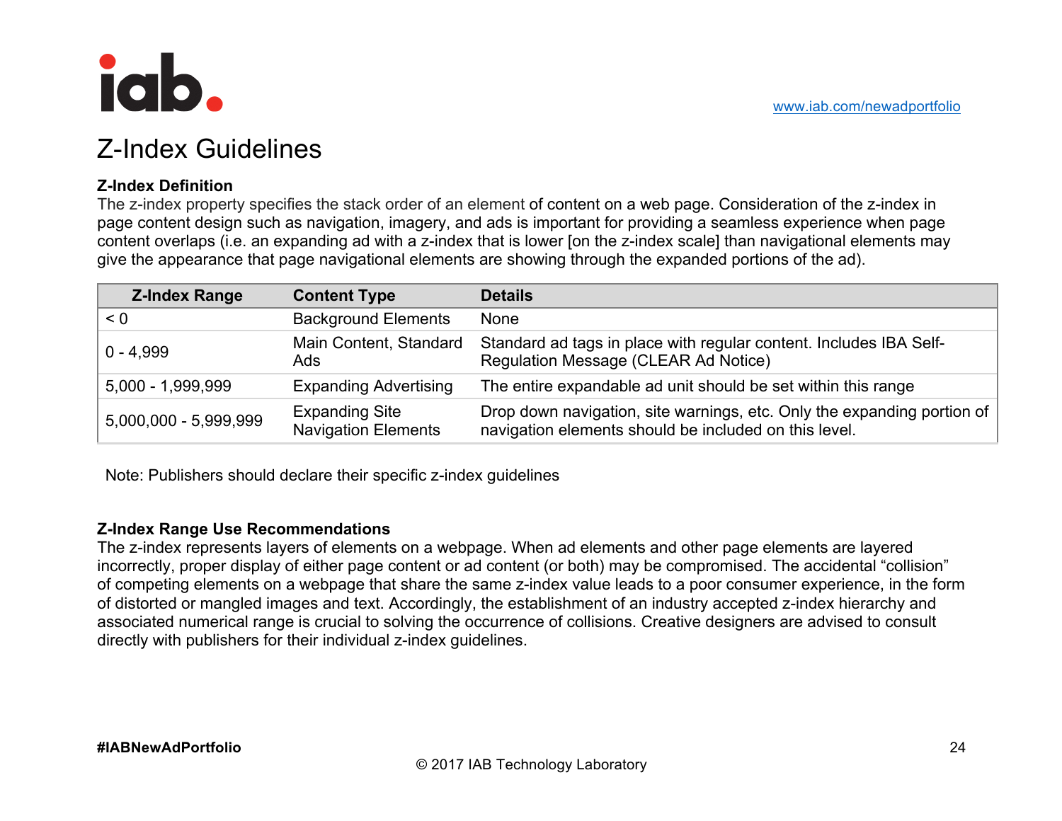# Z-Index Guidelines

**Z-Index Definition**

The z-index property specifies the stack order of an element of content on a web page. Consideration of the z-index in page content design such as navigation, imagery, and ads is important for providing a seamless experience when page content overlaps (i.e. an expanding ad with a z-index that is lower [on the z-index scale] than navigational elements may give the appearance that page navigational elements are showing through the expanded portions of the ad).

| Z-Index Range | Content Type | Details |
|---|---|---|
| < 0 | Background Elements | None |
| 0 - 4,999 | Main Content, Standard Ads | Standard ad tags in place with regular content. Includes IBA Self-Regulation Message (CLEAR Ad Notice) |
| 5,000 - 1,999,999 | Expanding Advertising | The entire expandable ad unit should be set within this range |
| 5,000,000 - 5,999,999 | Expanding Site Navigation Elements | Drop down navigation, site warnings, etc. Only the expanding portion of navigation elements should be included on this level. |

Note: Publishers should declare their specific z-index guidelines

**Z-Index Range Use Recommendations**

The z-index represents layers of elements on a webpage. When ad elements and other page elements are layered incorrectly, proper display of either page content or ad content (or both) may be compromised. The accidental "collision" of competing elements on a webpage that share the same z-index value leads to a poor consumer experience, in the form of distorted or mangled images and text. Accordingly, the establishment of an industry accepted z-index hierarchy and associated numerical range is crucial to solving the occurrence of collisions. Creative designers are advised to consult directly with publishers for their individual z-index guidelines.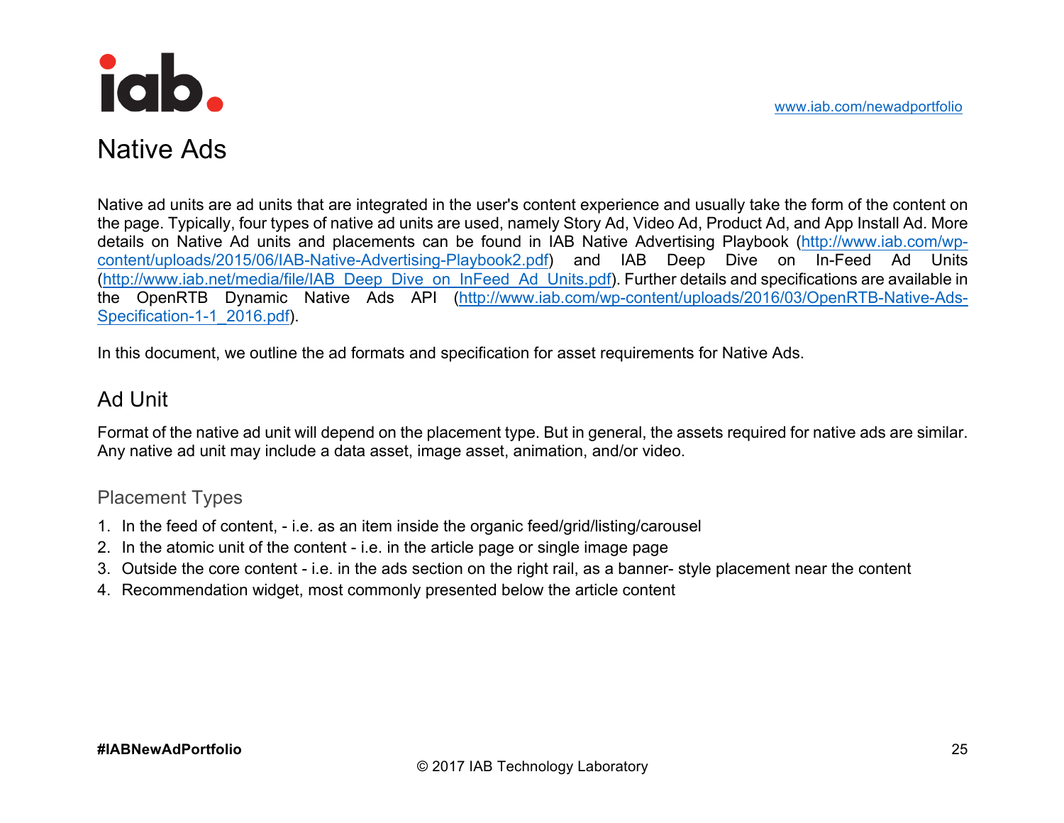# Native Ads

Native ad units are ad units that are integrated in the user's content experience and usually take the form of the content on the page. Typically, four types of native ad units are used, namely Story Ad, Video Ad, Product Ad, and App Install Ad. More details on Native Ad units and placements can be found in IAB Native Advertising Playbook (http://www.iab.com/wp-content/uploads/2015/06/IAB-Native-Advertising-Playbook2.pdf) and IAB Deep Dive on In-Feed Ad Units (http://www.iab.net/media/file/IAB_Deep_Dive_on_InFeed_Ad_Units.pdf). Further details and specifications are available in the OpenRTB Dynamic Native Ads API (http://www.iab.com/wp-content/uploads/2016/03/OpenRTB-Native-Ads-Specification-1-1_2016.pdf).

In this document, we outline the ad formats and specification for asset requirements for Native Ads.

## Ad Unit

Format of the native ad unit will depend on the placement type. But in general, the assets required for native ads are similar. Any native ad unit may include a data asset, image asset, animation, and/or video.

### Placement Types

1. In the feed of content, - i.e. as an item inside the organic feed/grid/listing/carousel
2. In the atomic unit of the content - i.e. in the article page or single image page
3. Outside the core content - i.e. in the ads section on the right rail, as a banner- style placement near the content
4. Recommendation widget, most commonly presented below the article content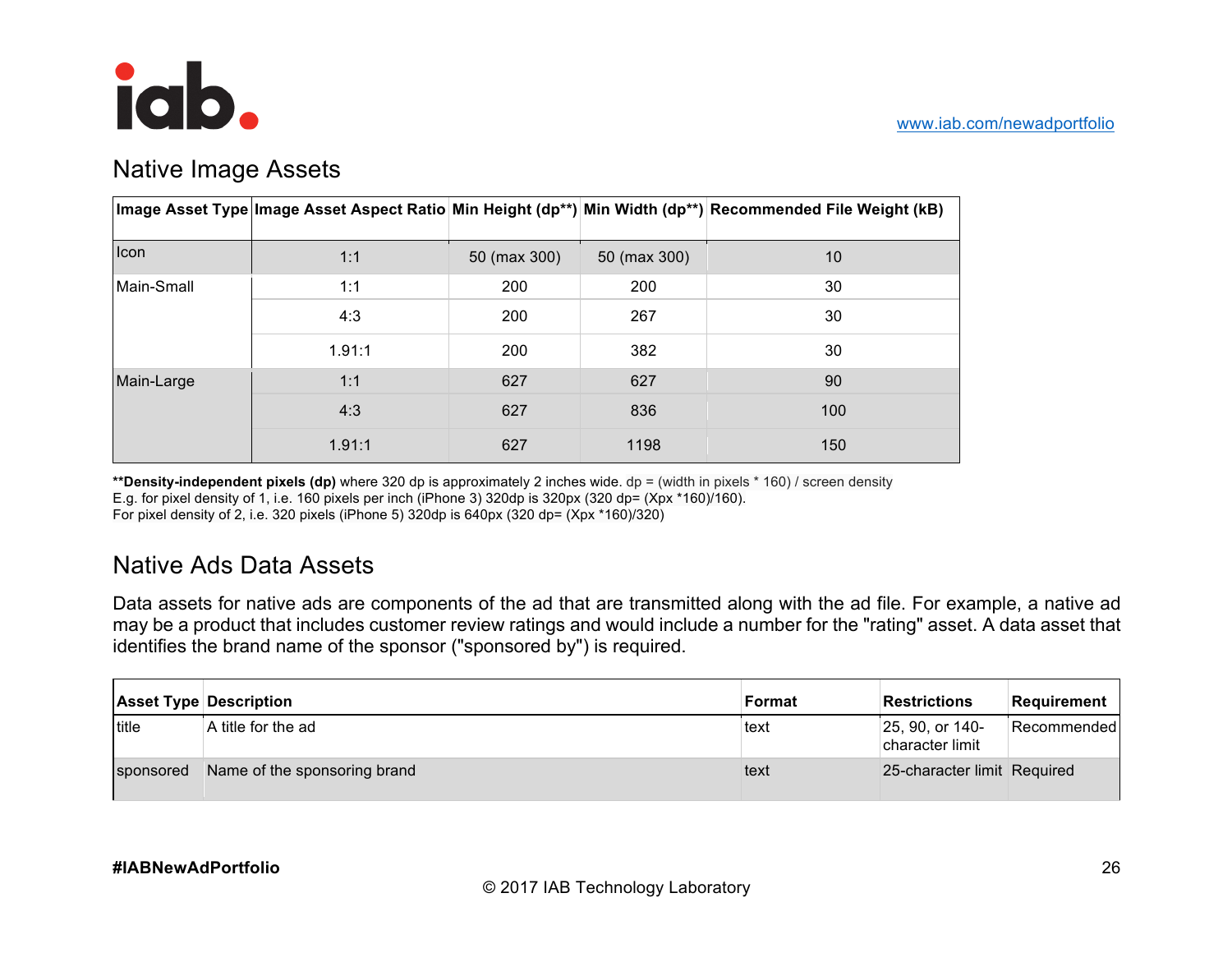## Native Image Assets

| Image Asset Type | Image Asset Aspect Ratio | Min Height (dp**) | Min Width (dp**) | Recommended File Weight (kB) |
|---|---|---|---|---|
| Icon | 1:1 | 50 (max 300) | 50 (max 300) | 10 |
| Main-Small | 1:1 | 200 | 200 | 30 |
| | 4:3 | 200 | 267 | 30 |
| | 1.91:1 | 200 | 382 | 30 |
| Main-Large | 1:1 | 627 | 627 | 90 |
| | 4:3 | 627 | 836 | 100 |
| | 1.91:1 | 627 | 1198 | 150 |

****Density-independent pixels (dp)** where 320 dp is approximately 2 inches wide. dp = (width in pixels * 160) / screen density
E.g. for pixel density of 1, i.e. 160 pixels per inch (iPhone 3) 320dp is 320px (320 dp= (Xpx *160)/160).
For pixel density of 2, i.e. 320 pixels (iPhone 5) 320dp is 640px (320 dp= (Xpx *160)/320)

## Native Ads Data Assets

Data assets for native ads are components of the ad that are transmitted along with the ad file. For example, a native ad may be a product that includes customer review ratings and would include a number for the "rating" asset. A data asset that identifies the brand name of the sponsor ("sponsored by") is required.

| Asset Type | Description | Format | Restrictions | Requirement |
|---|---|---|---|---|
| title | A title for the ad | text | 25, 90, or 140-character limit | Recommended |
| sponsored | Name of the sponsoring brand | text | 25-character limit | Required |

**#IABNewAdPortfolio**

© 2017 IAB Technology Laboratory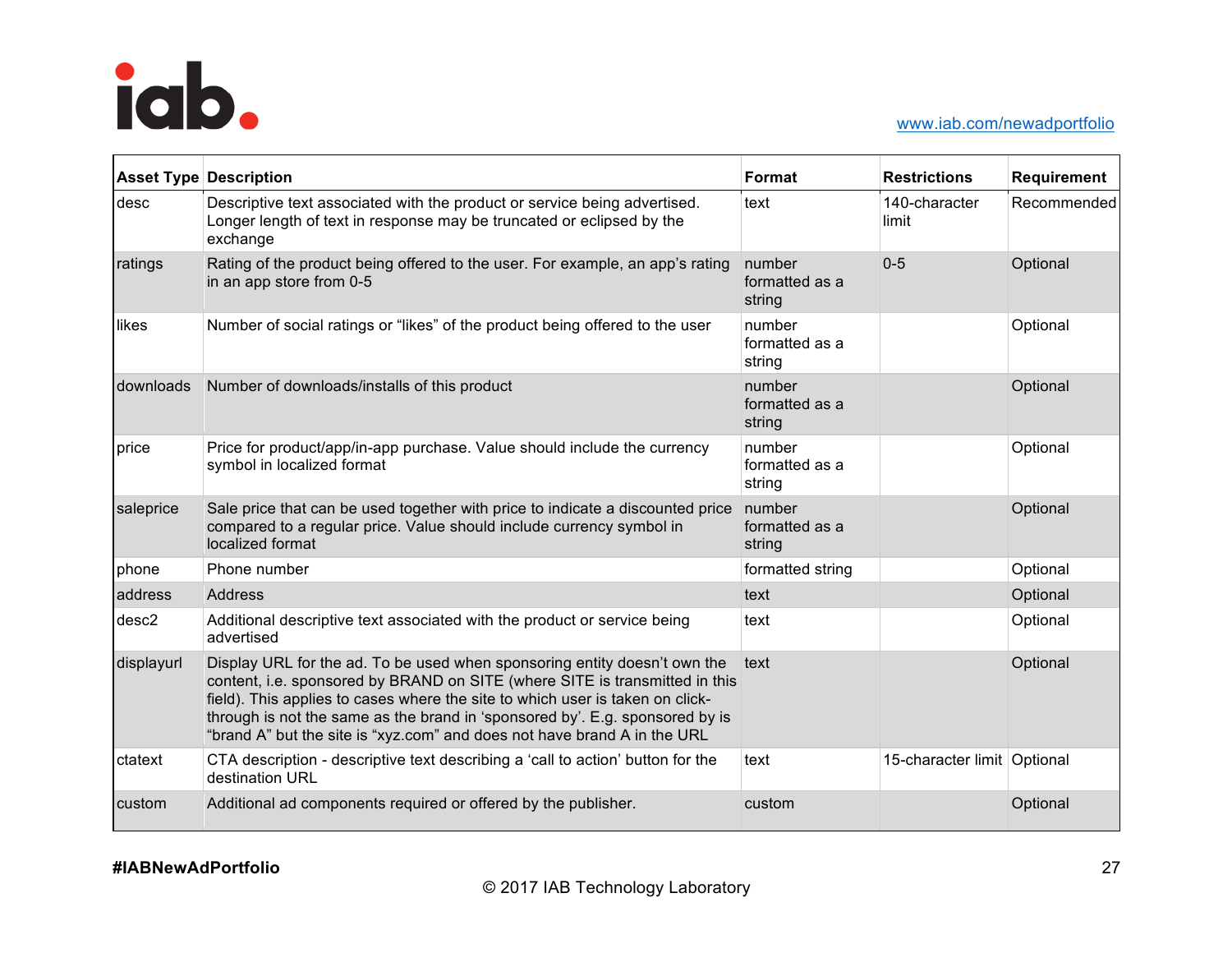| Asset Type | Description | Format | Restrictions | Requirement |
|---|---|---|---|---|
| desc | Descriptive text associated with the product or service being advertised. Longer length of text in response may be truncated or eclipsed by the exchange | text | 140-character limit | Recommended |
| ratings | Rating of the product being offered to the user. For example, an app's rating in an app store from 0-5 | number formatted as a string | 0-5 | Optional |
| likes | Number of social ratings or "likes" of the product being offered to the user | number formatted as a string | | Optional |
| downloads | Number of downloads/installs of this product | number formatted as a string | | Optional |
| price | Price for product/app/in-app purchase. Value should include the currency symbol in localized format | number formatted as a string | | Optional |
| saleprice | Sale price that can be used together with price to indicate a discounted price compared to a regular price. Value should include currency symbol in localized format | number formatted as a string | | Optional |
| phone | Phone number | formatted string | | Optional |
| address | Address | text | | Optional |
| desc2 | Additional descriptive text associated with the product or service being advertised | text | | Optional |
| displayurl | Display URL for the ad. To be used when sponsoring entity doesn't own the content, i.e. sponsored by BRAND on SITE (where SITE is transmitted in this field). This applies to cases where the site to which user is taken on click-through is not the same as the brand in 'sponsored by'. E.g. sponsored by is "brand A" but the site is "xyz.com" and does not have brand A in the URL | text | | Optional |
| ctatext | CTA description - descriptive text describing a 'call to action' button for the destination URL | text | 15-character limit | Optional |
| custom | Additional ad components required or offered by the publisher. | custom | | Optional |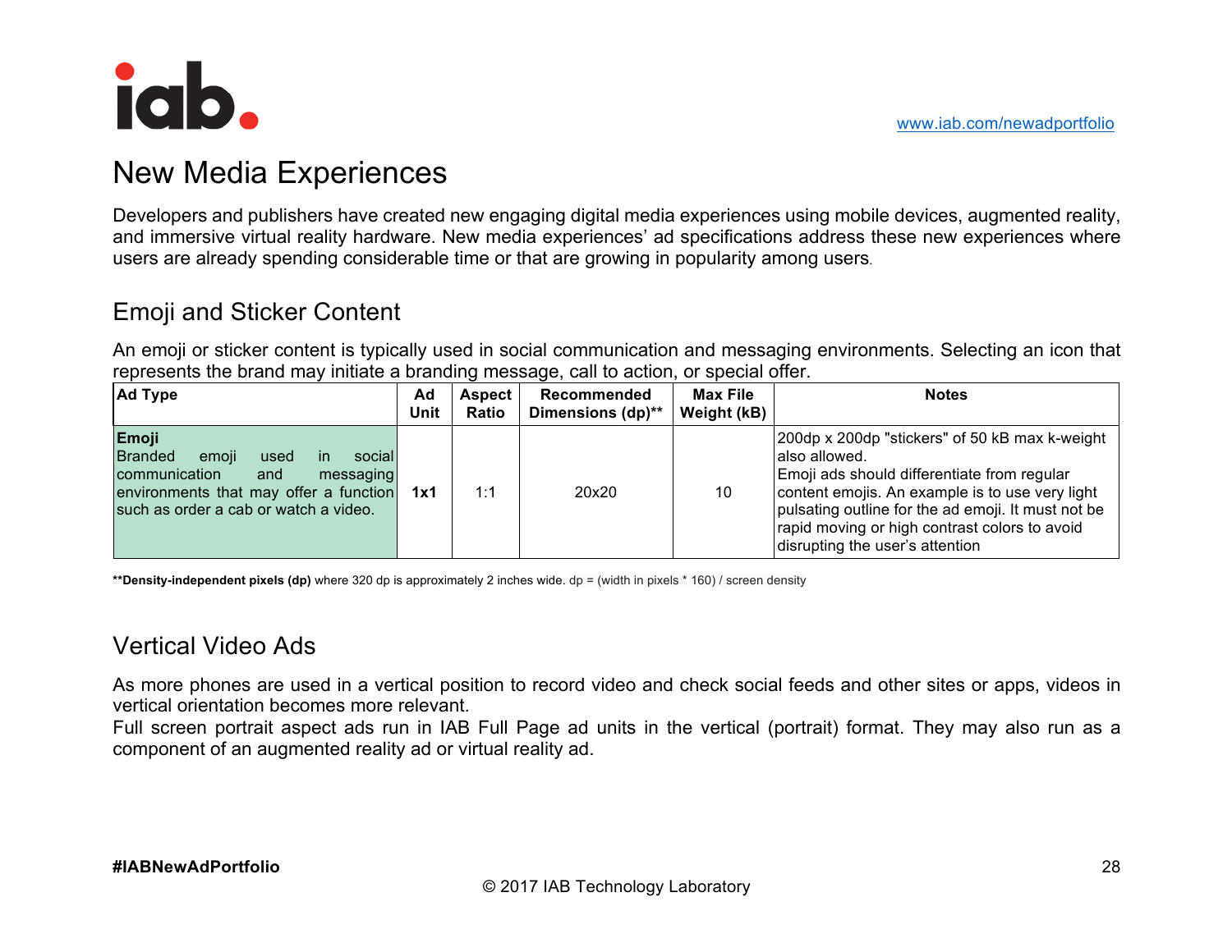# New Media Experiences

Developers and publishers have created new engaging digital media experiences using mobile devices, augmented reality, and immersive virtual reality hardware. New media experiences' ad specifications address these new experiences where users are already spending considerable time or that are growing in popularity among users.

## Emoji and Sticker Content

An emoji or sticker content is typically used in social communication and messaging environments. Selecting an icon that represents the brand may initiate a branding message, call to action, or special offer.

| Ad Type | Ad Unit | Aspect Ratio | Recommended Dimensions (dp)** | Max File Weight (kB) | Notes |
|---|---|---|---|---|---|
| **Emoji**<br>Branded emoji used in social communication and messaging environments that may offer a function such as order a cab or watch a video. | **1x1** | 1:1 | 20x20 | 10 | 200dp x 200dp "stickers" of 50 kB max k-weight also allowed.<br>Emoji ads should differentiate from regular content emojis. An example is to use very light pulsating outline for the ad emoji. It must not be rapid moving or high contrast colors to avoid disrupting the user's attention |

****Density-independent pixels (dp)** where 320 dp is approximately 2 inches wide. dp = (width in pixels * 160) / screen density

## Vertical Video Ads

As more phones are used in a vertical position to record video and check social feeds and other sites or apps, videos in vertical orientation becomes more relevant.

Full screen portrait aspect ads run in IAB Full Page ad units in the vertical (portrait) format. They may also run as a component of an augmented reality ad or virtual reality ad.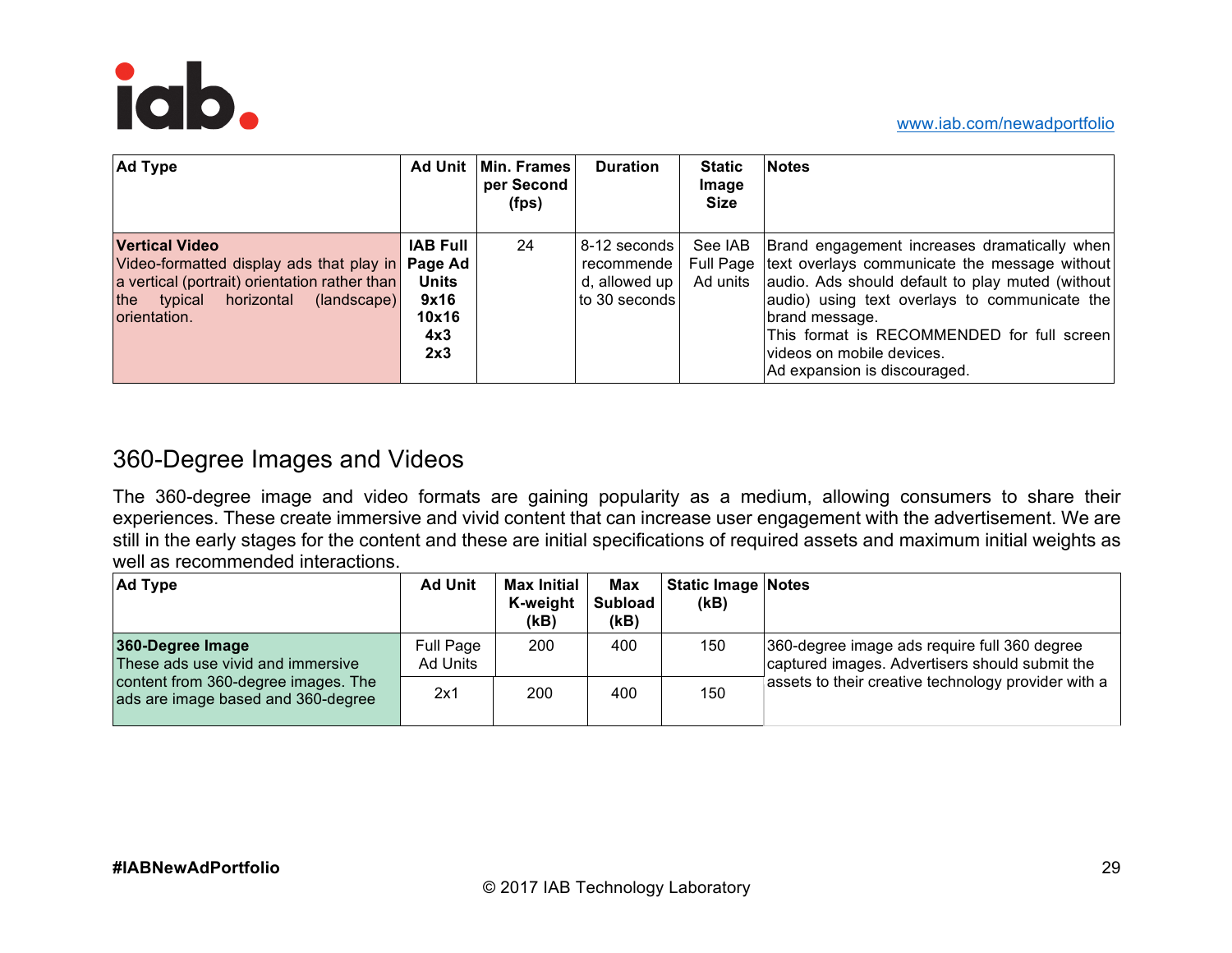| Ad Type | Ad Unit | Min. Frames per Second (fps) | Duration | Static Image Size | Notes |
|---|---|---|---|---|---|
| **Vertical Video** Video-formatted display ads that play in a vertical (portrait) orientation rather than the typical horizontal (landscape) orientation. | **IAB Full Page Ad Units 9x16 10x16 4x3 2x3** | 24 | 8-12 seconds recommended, allowed up to 30 seconds | See IAB Full Page Ad units | Brand engagement increases dramatically when text overlays communicate the message without audio. Ads should default to play muted (without audio) using text overlays to communicate the brand message. This format is RECOMMENDED for full screen videos on mobile devices. Ad expansion is discouraged. |

## 360-Degree Images and Videos

The 360-degree image and video formats are gaining popularity as a medium, allowing consumers to share their experiences. These create immersive and vivid content that can increase user engagement with the advertisement. We are still in the early stages for the content and these are initial specifications of required assets and maximum initial weights as well as recommended interactions.

| Ad Type | Ad Unit | Max Initial K-weight (kB) | Max Subload (kB) | Static Image (kB) | Notes |
|---|---|---|---|---|---|
| **360-Degree Image** These ads use vivid and immersive content from 360-degree images. The ads are image based and 360-degree | Full Page Ad Units | 200 | 400 | 150 | 360-degree image ads require full 360 degree captured images. Advertisers should submit the assets to their creative technology provider with a |
| | 2x1 | 200 | 400 | 150 | |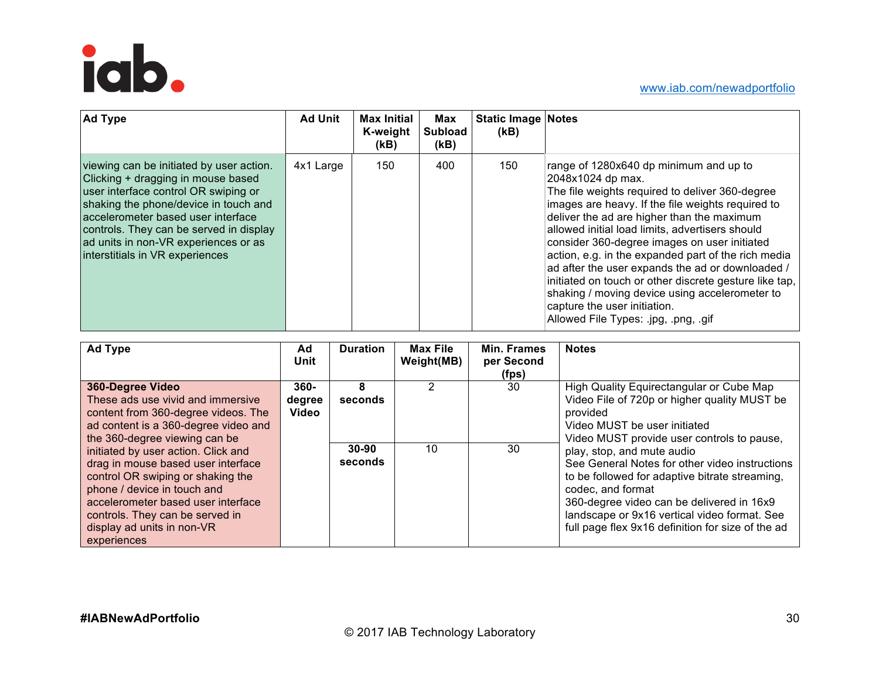| Ad Type | Ad Unit | Max Initial K-weight (kB) | Max Subload (kB) | Static Image (kB) | Notes |
|---|---|---|---|---|---|
| viewing can be initiated by user action. Clicking + dragging in mouse based user interface control OR swiping or shaking the phone/device in touch and accelerometer based user interface controls. They can be served in display ad units in non-VR experiences or as interstitials in VR experiences | 4x1 Large | 150 | 400 | 150 | range of 1280x640 dp minimum and up to 2048x1024 dp max.<br>The file weights required to deliver 360-degree images are heavy. If the file weights required to deliver the ad are higher than the maximum allowed initial load limits, advertisers should consider 360-degree images on user initiated action, e.g. in the expanded part of the rich media ad after the user expands the ad or downloaded / initiated on touch or other discrete gesture like tap, shaking / moving device using accelerometer to capture the user initiation.<br>Allowed File Types: .jpg, .png, .gif |

| Ad Type | Ad Unit | Duration | Max File Weight(MB) | Min. Frames per Second (fps) | Notes |
|---|---|---|---|---|---|
| **360-Degree Video**<br>These ads use vivid and immersive content from 360-degree videos. The ad content is a 360-degree video and the 360-degree viewing can be initiated by user action. Click and drag in mouse based user interface control OR swiping or shaking the phone / device in touch and accelerometer based user interface controls. They can be served in display ad units in non-VR experiences | **360-degree Video** | **8 seconds** | 2 | 30 | High Quality Equirectangular or Cube Map Video File of 720p or higher quality MUST be provided<br>Video MUST be user initiated<br>Video MUST provide user controls to pause, play, stop, and mute audio<br>See General Notes for other video instructions to be followed for adaptive bitrate streaming, codec, and format<br>360-degree video can be delivered in 16x9 landscape or 9x16 vertical video format. See full page flex 9x16 definition for size of the ad |
| | | **30-90 seconds** | 10 | 30 | |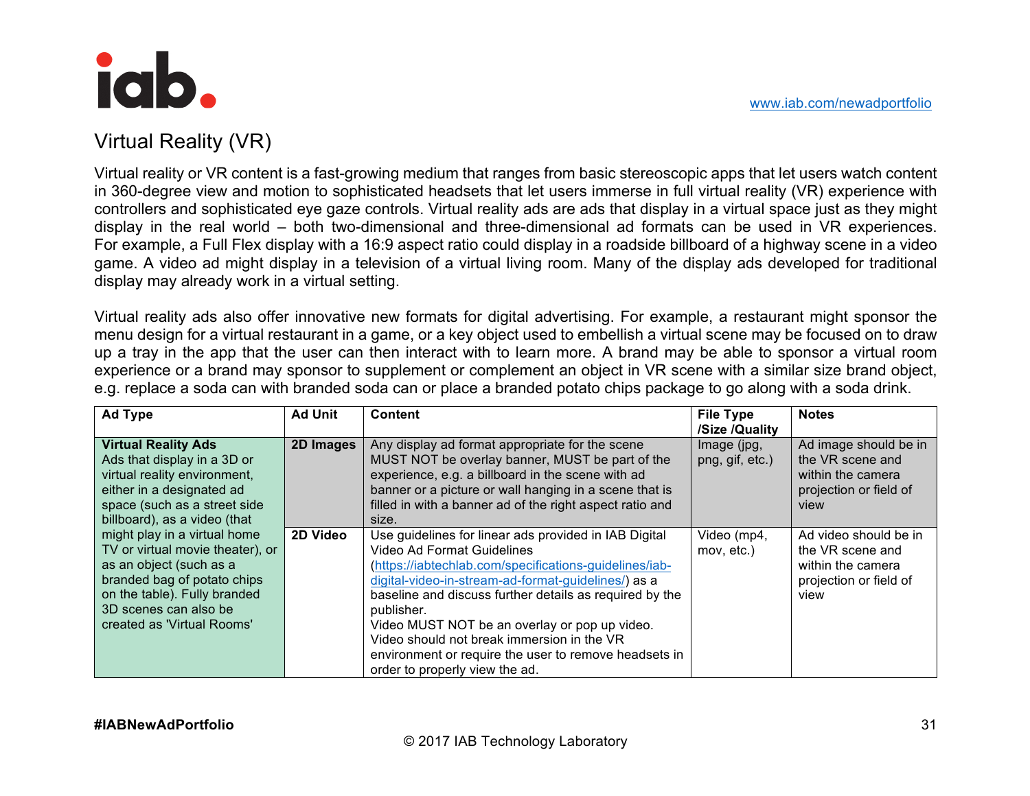## Virtual Reality (VR)

Virtual reality or VR content is a fast-growing medium that ranges from basic stereoscopic apps that let users watch content in 360-degree view and motion to sophisticated headsets that let users immerse in full virtual reality (VR) experience with controllers and sophisticated eye gaze controls. Virtual reality ads are ads that display in a virtual space just as they might display in the real world – both two-dimensional and three-dimensional ad formats can be used in VR experiences. For example, a Full Flex display with a 16:9 aspect ratio could display in a roadside billboard of a highway scene in a video game. A video ad might display in a television of a virtual living room. Many of the display ads developed for traditional display may already work in a virtual setting.

Virtual reality ads also offer innovative new formats for digital advertising. For example, a restaurant might sponsor the menu design for a virtual restaurant in a game, or a key object used to embellish a virtual scene may be focused on to draw up a tray in the app that the user can then interact with to learn more. A brand may be able to sponsor a virtual room experience or a brand may sponsor to supplement or complement an object in VR scene with a similar size brand object, e.g. replace a soda can with branded soda can or place a branded potato chips package to go along with a soda drink.

| Ad Type | Ad Unit | Content | File Type /Size /Quality | Notes |
| --- | --- | --- | --- | --- |
| **Virtual Reality Ads** Ads that display in a 3D or virtual reality environment, either in a designated ad space (such as a street side billboard), as a video (that might play in a virtual home TV or virtual movie theater), or as an object (such as a branded bag of potato chips on the table). Fully branded 3D scenes can also be created as 'Virtual Rooms' | **2D Images** | Any display ad format appropriate for the scene MUST NOT be overlay banner, MUST be part of the experience, e.g. a billboard in the scene with ad banner or a picture or wall hanging in a scene that is filled in with a banner ad of the right aspect ratio and size. | Image (jpg, png, gif, etc.) | Ad image should be in the VR scene and within the camera projection or field of view |
| | **2D Video** | Use guidelines for linear ads provided in IAB Digital Video Ad Format Guidelines (https://iabtechlab.com/specifications-guidelines/iab-digital-video-in-stream-ad-format-guidelines/) as a baseline and discuss further details as required by the publisher. Video MUST NOT be an overlay or pop up video. Video should not break immersion in the VR environment or require the user to remove headsets in order to properly view the ad. | Video (mp4, mov, etc.) | Ad video should be in the VR scene and within the camera projection or field of view |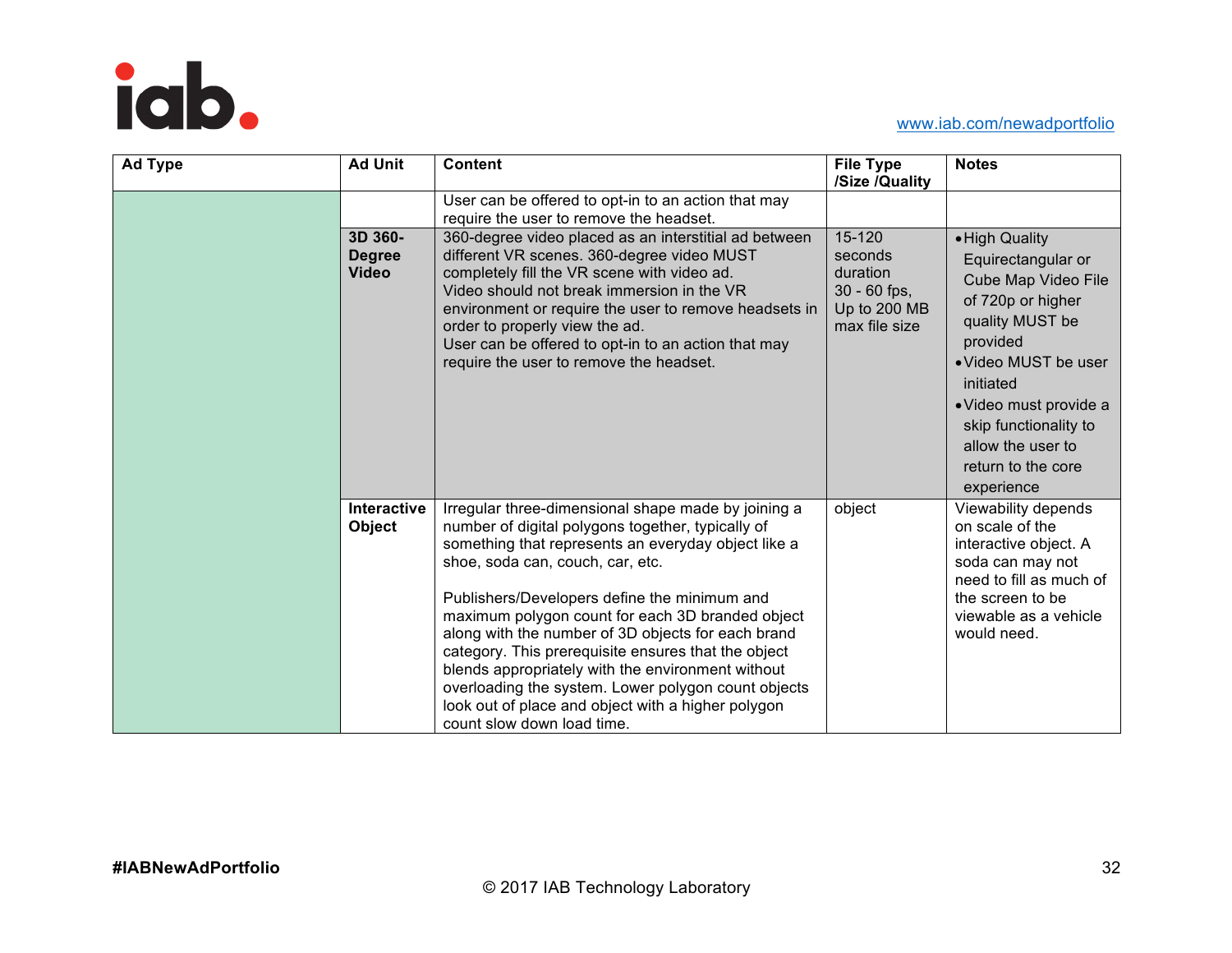| Ad Type | Ad Unit | Content | File Type /Size /Quality | Notes |
|---|---|---|---|---|
| | | User can be offered to opt-in to an action that may require the user to remove the headset. | | |
| | **3D 360-Degree Video** | 360-degree video placed as an interstitial ad between different VR scenes. 360-degree video MUST completely fill the VR scene with video ad.<br>Video should not break immersion in the VR environment or require the user to remove headsets in order to properly view the ad.<br>User can be offered to opt-in to an action that may require the user to remove the headset. | 15-120 seconds duration<br>30 - 60 fps,<br>Up to 200 MB max file size | • High Quality Equirectangular or Cube Map Video File of 720p or higher quality MUST be provided<br>• Video MUST be user initiated<br>• Video must provide a skip functionality to allow the user to return to the core experience |
| | **Interactive Object** | Irregular three-dimensional shape made by joining a number of digital polygons together, typically of something that represents an everyday object like a shoe, soda can, couch, car, etc.<br><br>Publishers/Developers define the minimum and maximum polygon count for each 3D branded object along with the number of 3D objects for each brand category. This prerequisite ensures that the object blends appropriately with the environment without overloading the system. Lower polygon count objects look out of place and object with a higher polygon count slow down load time. | object | Viewability depends on scale of the interactive object. A soda can may not need to fill as much of the screen to be viewable as a vehicle would need. |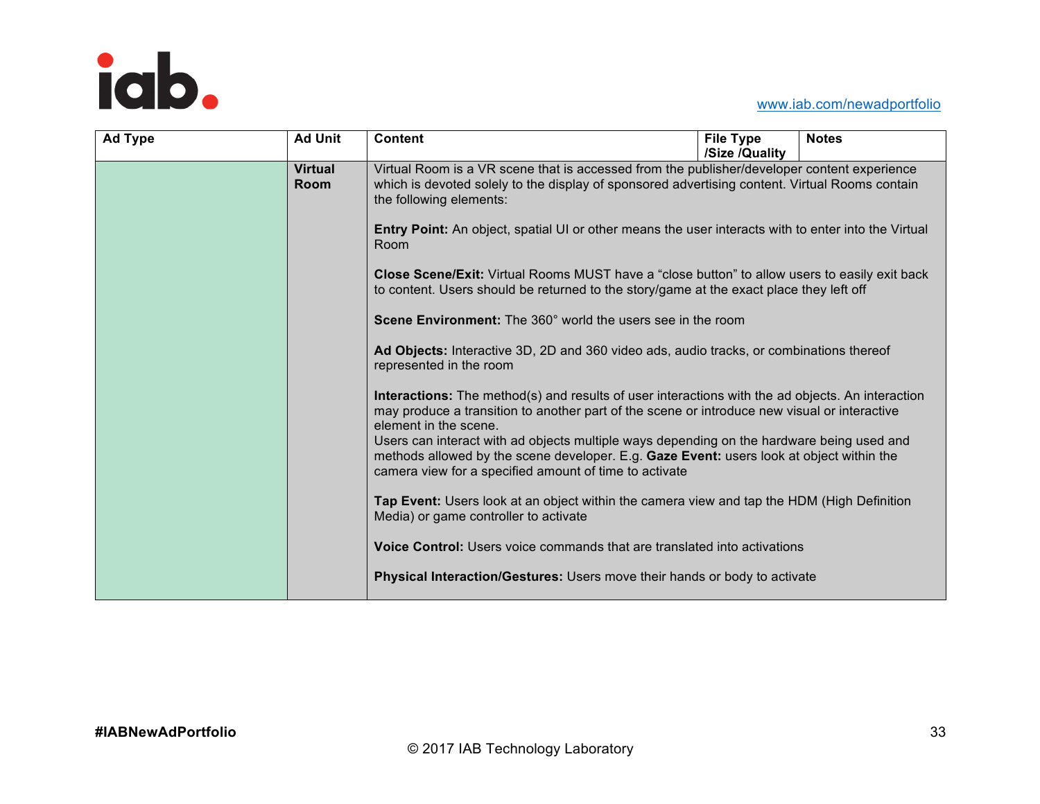| Ad Type | Ad Unit | Content | File Type /Size /Quality | Notes |
|---|---|---|---|---|
| | **Virtual Room** | Virtual Room is a VR scene that is accessed from the publisher/developer content experience which is devoted solely to the display of sponsored advertising content. Virtual Rooms contain the following elements:<br><br>**Entry Point:** An object, spatial UI or other means the user interacts with to enter into the Virtual Room<br><br>**Close Scene/Exit:** Virtual Rooms MUST have a "close button" to allow users to easily exit back to content. Users should be returned to the story/game at the exact place they left off<br><br>**Scene Environment:** The 360° world the users see in the room<br><br>**Ad Objects:** Interactive 3D, 2D and 360 video ads, audio tracks, or combinations thereof represented in the room<br><br>**Interactions:** The method(s) and results of user interactions with the ad objects. An interaction may produce a transition to another part of the scene or introduce new visual or interactive element in the scene.<br>Users can interact with ad objects multiple ways depending on the hardware being used and methods allowed by the scene developer. E.g. **Gaze Event:** users look at object within the camera view for a specified amount of time to activate<br><br>**Tap Event:** Users look at an object within the camera view and tap the HDM (High Definition Media) or game controller to activate<br><br>**Voice Control:** Users voice commands that are translated into activations<br><br>**Physical Interaction/Gestures:** Users move their hands or body to activate | | |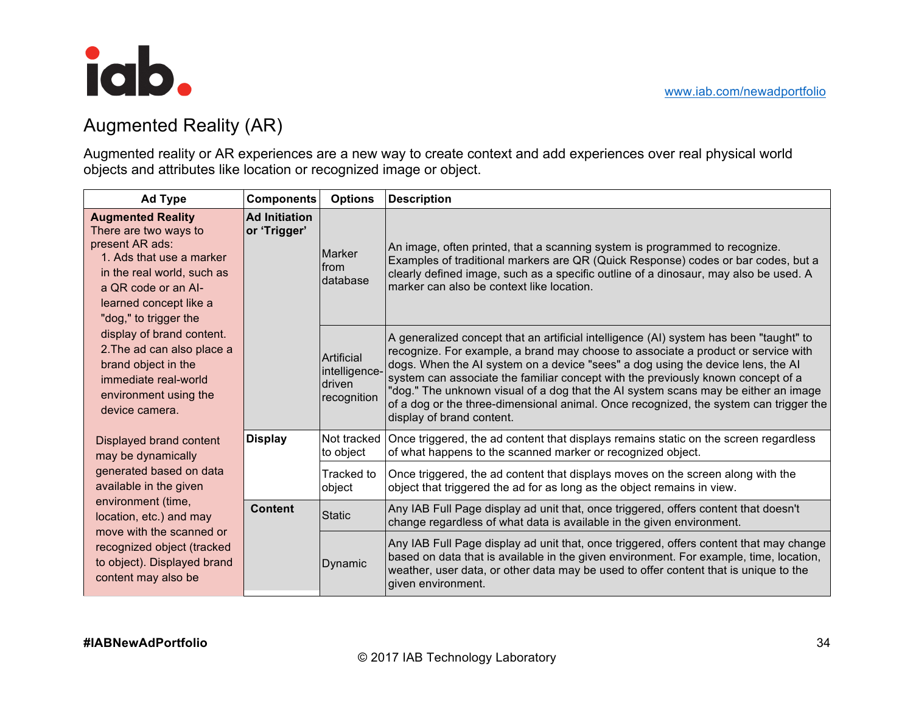## Augmented Reality (AR)

Augmented reality or AR experiences are a new way to create context and add experiences over real physical world objects and attributes like location or recognized image or object.

| Ad Type | Components | Options | Description |
|---|---|---|---|
| **Augmented Reality**<br>There are two ways to present AR ads:<br>1. Ads that use a marker in the real world, such as a QR code or an AI-learned concept like a "dog," to trigger the display of brand content.<br>2.The ad can also place a brand object in the immediate real-world environment using the device camera.<br><br>Displayed brand content may be dynamically generated based on data available in the given environment (time, location, etc.) and may move with the scanned or recognized object (tracked to object). Displayed brand content may also be | **Ad Initiation or 'Trigger'** | Marker from database | An image, often printed, that a scanning system is programmed to recognize. Examples of traditional markers are QR (Quick Response) codes or bar codes, but a clearly defined image, such as a specific outline of a dinosaur, may also be used. A marker can also be context like location. |
| | | Artificial intelligence-driven recognition | A generalized concept that an artificial intelligence (AI) system has been "taught" to recognize. For example, a brand may choose to associate a product or service with dogs. When the AI system on a device "sees" a dog using the device lens, the AI system can associate the familiar concept with the previously known concept of a "dog." The unknown visual of a dog that the AI system scans may be either an image of a dog or the three-dimensional animal. Once recognized, the system can trigger the display of brand content. |
| | **Display** | Not tracked to object | Once triggered, the ad content that displays remains static on the screen regardless of what happens to the scanned marker or recognized object. |
| | | Tracked to object | Once triggered, the ad content that displays moves on the screen along with the object that triggered the ad for as long as the object remains in view. |
| | **Content** | Static | Any IAB Full Page display ad unit that, once triggered, offers content that doesn't change regardless of what data is available in the given environment. |
| | | Dynamic | Any IAB Full Page display ad unit that, once triggered, offers content that may change based on data that is available in the given environment. For example, time, location, weather, user data, or other data may be used to offer content that is unique to the given environment. |

#IABNewAdPortfolio

© 2017 IAB Technology Laboratory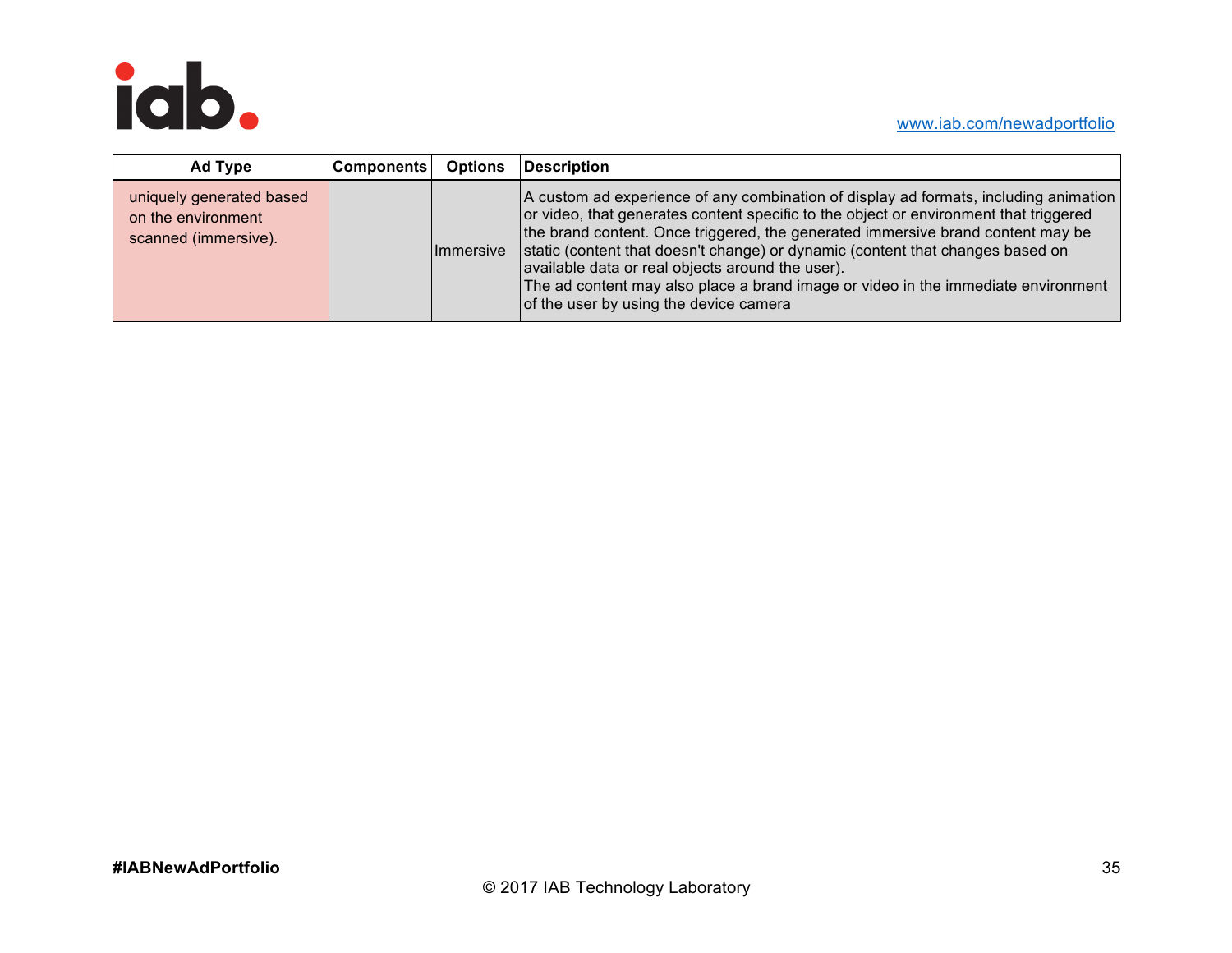| Ad Type | Components | Options | Description |
|---|---|---|---|
| uniquely generated based on the environment scanned (immersive). | | Immersive | A custom ad experience of any combination of display ad formats, including animation or video, that generates content specific to the object or environment that triggered the brand content. Once triggered, the generated immersive brand content may be static (content that doesn't change) or dynamic (content that changes based on available data or real objects around the user).<br>The ad content may also place a brand image or video in the immediate environment of the user by using the device camera |